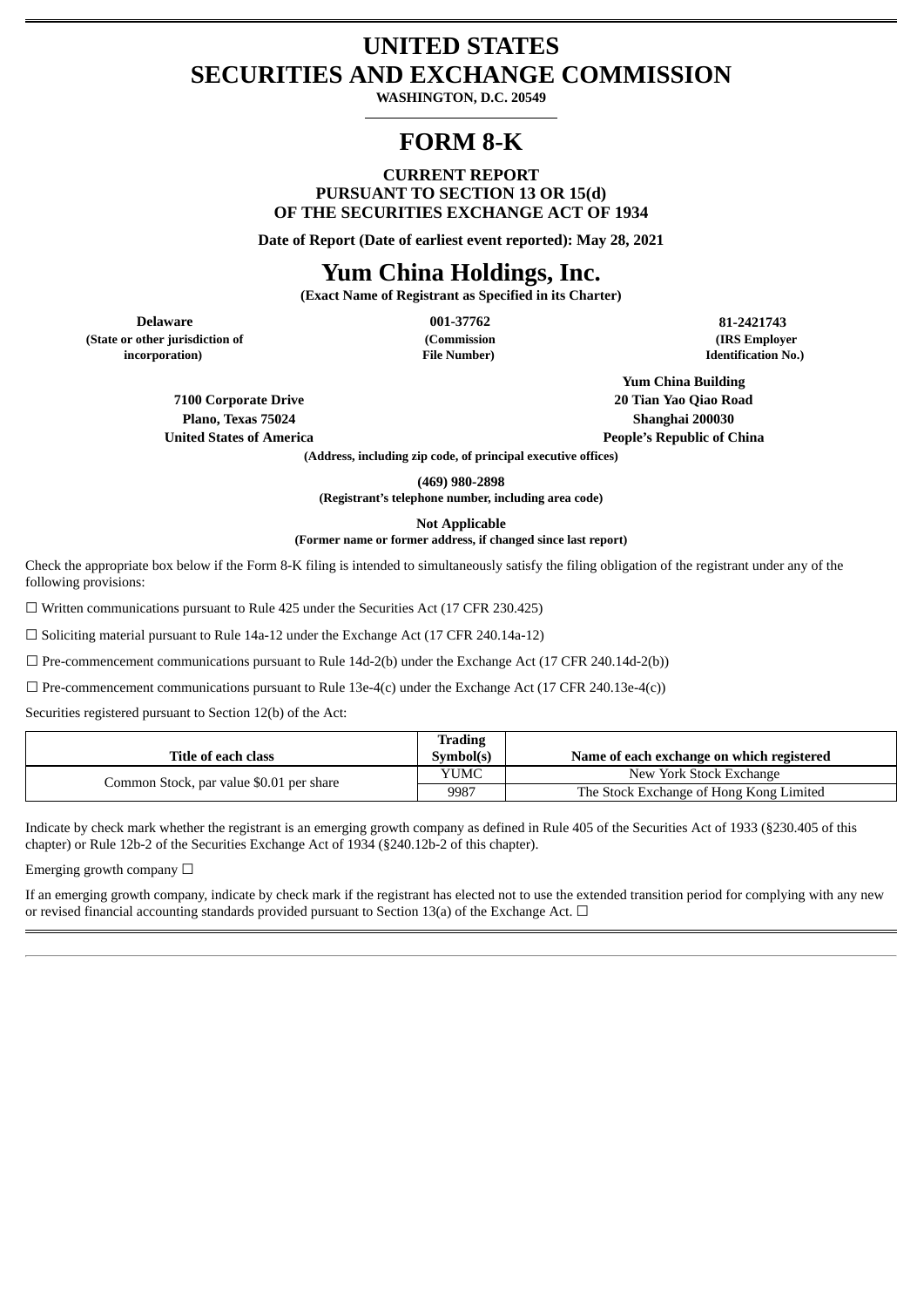# UNITED STATES
# SECURITIES AND EXCHANGE COMMISSION

**WASHINGTON, D.C. 20549**

# FORM 8-K

**CURRENT REPORT**
**PURSUANT TO SECTION 13 OR 15(d)**
**OF THE SECURITIES EXCHANGE ACT OF 1934**

**Date of Report (Date of earliest event reported): May 28, 2021**

# Yum China Holdings, Inc.

**(Exact Name of Registrant as Specified in its Charter)**

| Delaware | 001-37762 | 81-2421743 |
|---|---|---|
| (State or other jurisdiction of incorporation) | (Commission File Number) | (IRS Employer Identification No.) |

| | |
|---|---|
| **7100 Corporate Drive** | **Yum China Building** |
| **Plano, Texas 75024** | **20 Tian Yao Qiao Road** |
| **United States of America** | **Shanghai 200030** |
| | **People's Republic of China** |

**(Address, including zip code, of principal executive offices)**

**(469) 980-2898**
**(Registrant's telephone number, including area code)**

**Not Applicable**
**(Former name or former address, if changed since last report)**

Check the appropriate box below if the Form 8-K filing is intended to simultaneously satisfy the filing obligation of the registrant under any of the following provisions:

☐ Written communications pursuant to Rule 425 under the Securities Act (17 CFR 230.425)

☐ Soliciting material pursuant to Rule 14a-12 under the Exchange Act (17 CFR 240.14a-12)

☐ Pre-commencement communications pursuant to Rule 14d-2(b) under the Exchange Act (17 CFR 240.14d-2(b))

☐ Pre-commencement communications pursuant to Rule 13e-4(c) under the Exchange Act (17 CFR 240.13e-4(c))

Securities registered pursuant to Section 12(b) of the Act:

| Title of each class | Trading Symbol(s) | Name of each exchange on which registered |
|---|---|---|
| Common Stock, par value $0.01 per share | YUMC | New York Stock Exchange |
| | 9987 | The Stock Exchange of Hong Kong Limited |

Indicate by check mark whether the registrant is an emerging growth company as defined in Rule 405 of the Securities Act of 1933 (§230.405 of this chapter) or Rule 12b-2 of the Securities Exchange Act of 1934 (§240.12b-2 of this chapter).

Emerging growth company ☐

If an emerging growth company, indicate by check mark if the registrant has elected not to use the extended transition period for complying with any new or revised financial accounting standards provided pursuant to Section 13(a) of the Exchange Act. ☐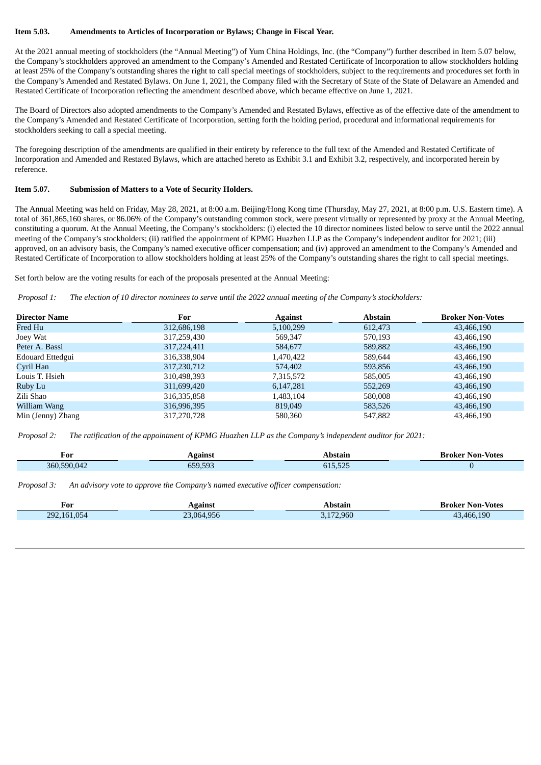**Item 5.03. Amendments to Articles of Incorporation or Bylaws; Change in Fiscal Year.**

At the 2021 annual meeting of stockholders (the "Annual Meeting") of Yum China Holdings, Inc. (the "Company") further described in Item 5.07 below, the Company's stockholders approved an amendment to the Company's Amended and Restated Certificate of Incorporation to allow stockholders holding at least 25% of the Company's outstanding shares the right to call special meetings of stockholders, subject to the requirements and procedures set forth in the Company's Amended and Restated Bylaws. On June 1, 2021, the Company filed with the Secretary of State of the State of Delaware an Amended and Restated Certificate of Incorporation reflecting the amendment described above, which became effective on June 1, 2021.

The Board of Directors also adopted amendments to the Company's Amended and Restated Bylaws, effective as of the effective date of the amendment to the Company's Amended and Restated Certificate of Incorporation, setting forth the holding period, procedural and informational requirements for stockholders seeking to call a special meeting.

The foregoing description of the amendments are qualified in their entirety by reference to the full text of the Amended and Restated Certificate of Incorporation and Amended and Restated Bylaws, which are attached hereto as Exhibit 3.1 and Exhibit 3.2, respectively, and incorporated herein by reference.

**Item 5.07. Submission of Matters to a Vote of Security Holders.**

The Annual Meeting was held on Friday, May 28, 2021, at 8:00 a.m. Beijing/Hong Kong time (Thursday, May 27, 2021, at 8:00 p.m. U.S. Eastern time). A total of 361,865,160 shares, or 86.06% of the Company's outstanding common stock, were present virtually or represented by proxy at the Annual Meeting, constituting a quorum. At the Annual Meeting, the Company's stockholders: (i) elected the 10 director nominees listed below to serve until the 2022 annual meeting of the Company's stockholders; (ii) ratified the appointment of KPMG Huazhen LLP as the Company's independent auditor for 2021; (iii) approved, on an advisory basis, the Company's named executive officer compensation; and (iv) approved an amendment to the Company's Amended and Restated Certificate of Incorporation to allow stockholders holding at least 25% of the Company's outstanding shares the right to call special meetings.

Set forth below are the voting results for each of the proposals presented at the Annual Meeting:

*Proposal 1: The election of 10 director nominees to serve until the 2022 annual meeting of the Company's stockholders:*

| Director Name | For | Against | Abstain | Broker Non-Votes |
|---|---|---|---|---|
| Fred Hu | 312,686,198 | 5,100,299 | 612,473 | 43,466,190 |
| Joey Wat | 317,259,430 | 569,347 | 570,193 | 43,466,190 |
| Peter A. Bassi | 317,224,411 | 584,677 | 589,882 | 43,466,190 |
| Edouard Ettedgui | 316,338,904 | 1,470,422 | 589,644 | 43,466,190 |
| Cyril Han | 317,230,712 | 574,402 | 593,856 | 43,466,190 |
| Louis T. Hsieh | 310,498,393 | 7,315,572 | 585,005 | 43,466,190 |
| Ruby Lu | 311,699,420 | 6,147,281 | 552,269 | 43,466,190 |
| Zili Shao | 316,335,858 | 1,483,104 | 580,008 | 43,466,190 |
| William Wang | 316,996,395 | 819,049 | 583,526 | 43,466,190 |
| Min (Jenny) Zhang | 317,270,728 | 580,360 | 547,882 | 43,466,190 |

*Proposal 2: The ratification of the appointment of KPMG Huazhen LLP as the Company's independent auditor for 2021:*

| For | Against | Abstain | Broker Non-Votes |
|---|---|---|---|
| 360,590,042 | 659,593 | 615,525 | 0 |

*Proposal 3: An advisory vote to approve the Company's named executive officer compensation:*

| For | Against | Abstain | Broker Non-Votes |
|---|---|---|---|
| 292,161,054 | 23,064,956 | 3,172,960 | 43,466,190 |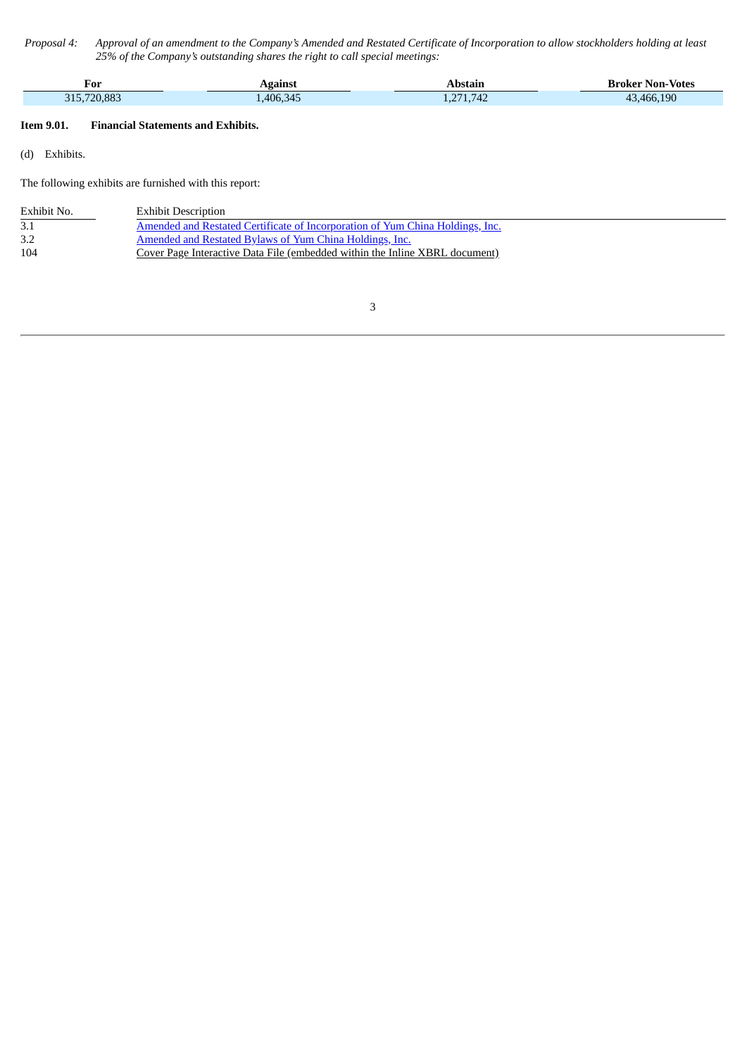*Proposal 4: Approval of an amendment to the Company's Amended and Restated Certificate of Incorporation to allow stockholders holding at least 25% of the Company's outstanding shares the right to call special meetings:*

| For | Against | Abstain | Broker Non-Votes |
|---|---|---|---|
| 315,720,883 | 1,406,345 | 1,271,742 | 43,466,190 |

**Item 9.01. Financial Statements and Exhibits.**

(d) Exhibits.

The following exhibits are furnished with this report:

| Exhibit No. | Exhibit Description |
|---|---|
| 3.1 | Amended and Restated Certificate of Incorporation of Yum China Holdings, Inc. |
| 3.2 | Amended and Restated Bylaws of Yum China Holdings, Inc. |
| 104 | Cover Page Interactive Data File (embedded within the Inline XBRL document) |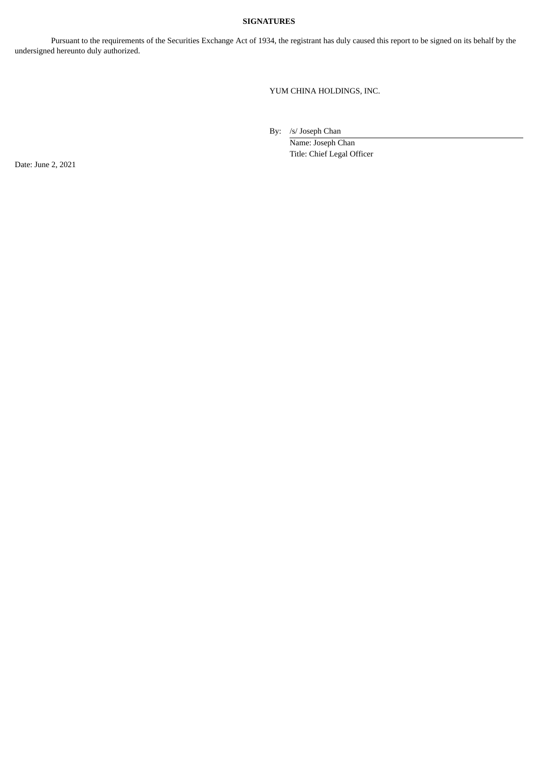**SIGNATURES**

Pursuant to the requirements of the Securities Exchange Act of 1934, the registrant has duly caused this report to be signed on its behalf by the undersigned hereunto duly authorized.

YUM CHINA HOLDINGS, INC.

By: /s/ Joseph Chan
Name: Joseph Chan
Title: Chief Legal Officer

Date: June 2, 2021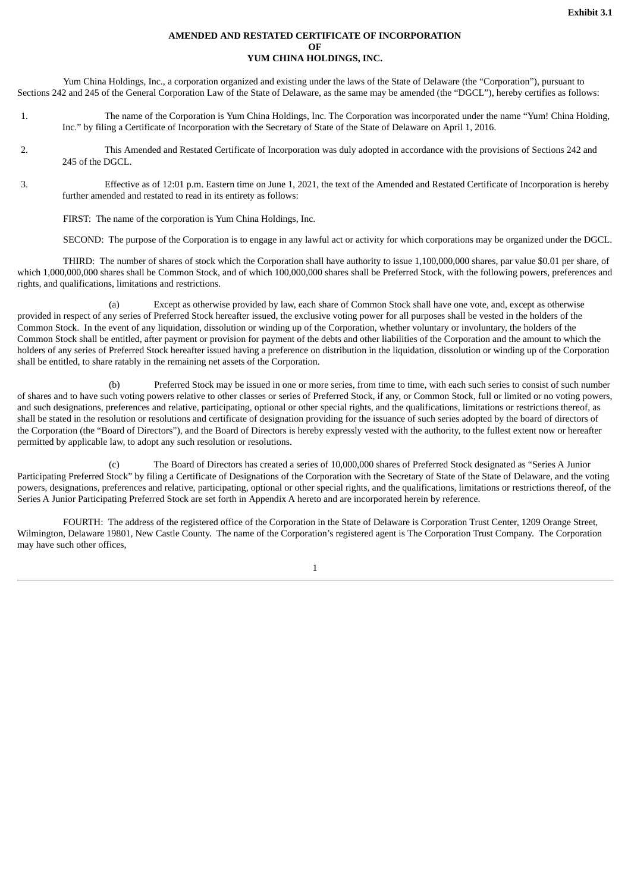**Exhibit 3.1**

**AMENDED AND RESTATED CERTIFICATE OF INCORPORATION**
**OF**
**YUM CHINA HOLDINGS, INC.**

Yum China Holdings, Inc., a corporation organized and existing under the laws of the State of Delaware (the "Corporation"), pursuant to Sections 242 and 245 of the General Corporation Law of the State of Delaware, as the same may be amended (the "DGCL"), hereby certifies as follows:

1. The name of the Corporation is Yum China Holdings, Inc. The Corporation was incorporated under the name "Yum! China Holding, Inc." by filing a Certificate of Incorporation with the Secretary of State of the State of Delaware on April 1, 2016.

2. This Amended and Restated Certificate of Incorporation was duly adopted in accordance with the provisions of Sections 242 and 245 of the DGCL.

3. Effective as of 12:01 p.m. Eastern time on June 1, 2021, the text of the Amended and Restated Certificate of Incorporation is hereby further amended and restated to read in its entirety as follows:

FIRST: The name of the corporation is Yum China Holdings, Inc.

SECOND: The purpose of the Corporation is to engage in any lawful act or activity for which corporations may be organized under the DGCL.

THIRD: The number of shares of stock which the Corporation shall have authority to issue 1,100,000,000 shares, par value $0.01 per share, of which 1,000,000,000 shares shall be Common Stock, and of which 100,000,000 shares shall be Preferred Stock, with the following powers, preferences and rights, and qualifications, limitations and restrictions.

(a) Except as otherwise provided by law, each share of Common Stock shall have one vote, and, except as otherwise provided in respect of any series of Preferred Stock hereafter issued, the exclusive voting power for all purposes shall be vested in the holders of the Common Stock. In the event of any liquidation, dissolution or winding up of the Corporation, whether voluntary or involuntary, the holders of the Common Stock shall be entitled, after payment or provision for payment of the debts and other liabilities of the Corporation and the amount to which the holders of any series of Preferred Stock hereafter issued having a preference on distribution in the liquidation, dissolution or winding up of the Corporation shall be entitled, to share ratably in the remaining net assets of the Corporation.

(b) Preferred Stock may be issued in one or more series, from time to time, with each such series to consist of such number of shares and to have such voting powers relative to other classes or series of Preferred Stock, if any, or Common Stock, full or limited or no voting powers, and such designations, preferences and relative, participating, optional or other special rights, and the qualifications, limitations or restrictions thereof, as shall be stated in the resolution or resolutions and certificate of designation providing for the issuance of such series adopted by the board of directors of the Corporation (the "Board of Directors"), and the Board of Directors is hereby expressly vested with the authority, to the fullest extent now or hereafter permitted by applicable law, to adopt any such resolution or resolutions.

(c) The Board of Directors has created a series of 10,000,000 shares of Preferred Stock designated as "Series A Junior Participating Preferred Stock" by filing a Certificate of Designations of the Corporation with the Secretary of State of the State of Delaware, and the voting powers, designations, preferences and relative, participating, optional or other special rights, and the qualifications, limitations or restrictions thereof, of the Series A Junior Participating Preferred Stock are set forth in Appendix A hereto and are incorporated herein by reference.

FOURTH: The address of the registered office of the Corporation in the State of Delaware is Corporation Trust Center, 1209 Orange Street, Wilmington, Delaware 19801, New Castle County. The name of the Corporation's registered agent is The Corporation Trust Company. The Corporation may have such other offices,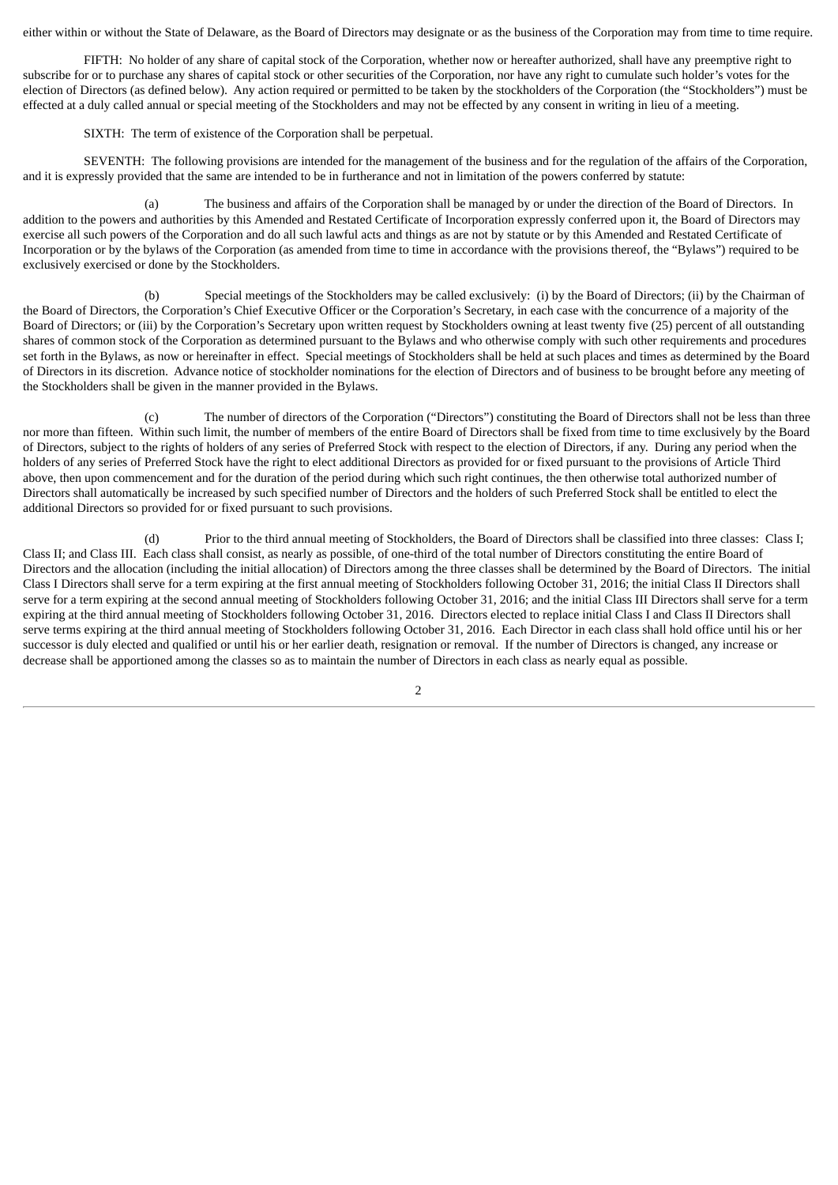either within or without the State of Delaware, as the Board of Directors may designate or as the business of the Corporation may from time to time require.

FIFTH: No holder of any share of capital stock of the Corporation, whether now or hereafter authorized, shall have any preemptive right to subscribe for or to purchase any shares of capital stock or other securities of the Corporation, nor have any right to cumulate such holder's votes for the election of Directors (as defined below). Any action required or permitted to be taken by the stockholders of the Corporation (the "Stockholders") must be effected at a duly called annual or special meeting of the Stockholders and may not be effected by any consent in writing in lieu of a meeting.

SIXTH: The term of existence of the Corporation shall be perpetual.

SEVENTH: The following provisions are intended for the management of the business and for the regulation of the affairs of the Corporation, and it is expressly provided that the same are intended to be in furtherance and not in limitation of the powers conferred by statute:

(a) The business and affairs of the Corporation shall be managed by or under the direction of the Board of Directors. In addition to the powers and authorities by this Amended and Restated Certificate of Incorporation expressly conferred upon it, the Board of Directors may exercise all such powers of the Corporation and do all such lawful acts and things as are not by statute or by this Amended and Restated Certificate of Incorporation or by the bylaws of the Corporation (as amended from time to time in accordance with the provisions thereof, the "Bylaws") required to be exclusively exercised or done by the Stockholders.

(b) Special meetings of the Stockholders may be called exclusively: (i) by the Board of Directors; (ii) by the Chairman of the Board of Directors, the Corporation's Chief Executive Officer or the Corporation's Secretary, in each case with the concurrence of a majority of the Board of Directors; or (iii) by the Corporation's Secretary upon written request by Stockholders owning at least twenty five (25) percent of all outstanding shares of common stock of the Corporation as determined pursuant to the Bylaws and who otherwise comply with such other requirements and procedures set forth in the Bylaws, as now or hereinafter in effect. Special meetings of Stockholders shall be held at such places and times as determined by the Board of Directors in its discretion. Advance notice of stockholder nominations for the election of Directors and of business to be brought before any meeting of the Stockholders shall be given in the manner provided in the Bylaws.

(c) The number of directors of the Corporation ("Directors") constituting the Board of Directors shall not be less than three nor more than fifteen. Within such limit, the number of members of the entire Board of Directors shall be fixed from time to time exclusively by the Board of Directors, subject to the rights of holders of any series of Preferred Stock with respect to the election of Directors, if any. During any period when the holders of any series of Preferred Stock have the right to elect additional Directors as provided for or fixed pursuant to the provisions of Article Third above, then upon commencement and for the duration of the period during which such right continues, the then otherwise total authorized number of Directors shall automatically be increased by such specified number of Directors and the holders of such Preferred Stock shall be entitled to elect the additional Directors so provided for or fixed pursuant to such provisions.

(d) Prior to the third annual meeting of Stockholders, the Board of Directors shall be classified into three classes: Class I; Class II; and Class III. Each class shall consist, as nearly as possible, of one-third of the total number of Directors constituting the entire Board of Directors and the allocation (including the initial allocation) of Directors among the three classes shall be determined by the Board of Directors. The initial Class I Directors shall serve for a term expiring at the first annual meeting of Stockholders following October 31, 2016; the initial Class II Directors shall serve for a term expiring at the second annual meeting of Stockholders following October 31, 2016; and the initial Class III Directors shall serve for a term expiring at the third annual meeting of Stockholders following October 31, 2016. Directors elected to replace initial Class I and Class II Directors shall serve terms expiring at the third annual meeting of Stockholders following October 31, 2016. Each Director in each class shall hold office until his or her successor is duly elected and qualified or until his or her earlier death, resignation or removal. If the number of Directors is changed, any increase or decrease shall be apportioned among the classes so as to maintain the number of Directors in each class as nearly equal as possible.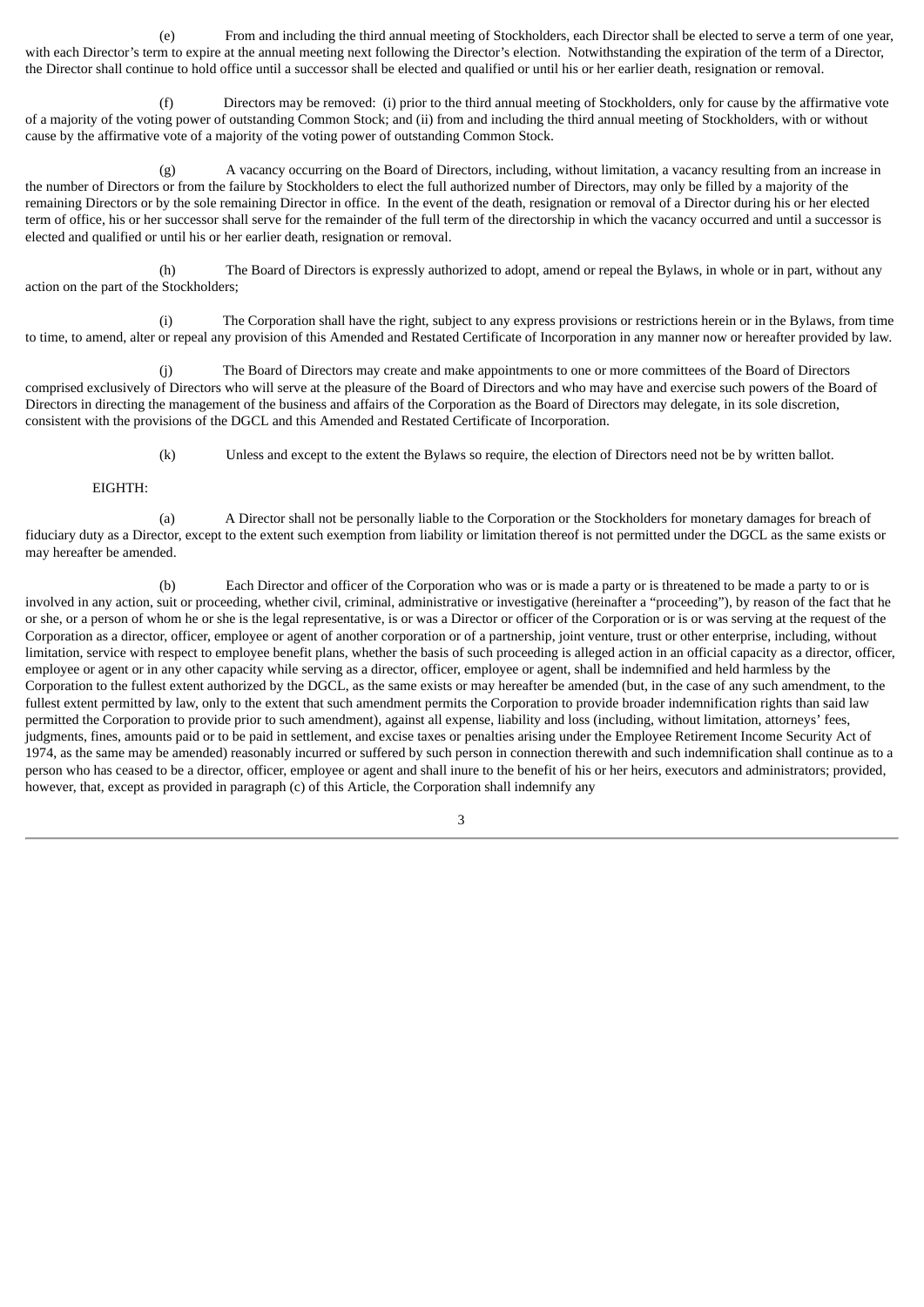(e) From and including the third annual meeting of Stockholders, each Director shall be elected to serve a term of one year, with each Director's term to expire at the annual meeting next following the Director's election. Notwithstanding the expiration of the term of a Director, the Director shall continue to hold office until a successor shall be elected and qualified or until his or her earlier death, resignation or removal.

(f) Directors may be removed: (i) prior to the third annual meeting of Stockholders, only for cause by the affirmative vote of a majority of the voting power of outstanding Common Stock; and (ii) from and including the third annual meeting of Stockholders, with or without cause by the affirmative vote of a majority of the voting power of outstanding Common Stock.

(g) A vacancy occurring on the Board of Directors, including, without limitation, a vacancy resulting from an increase in the number of Directors or from the failure by Stockholders to elect the full authorized number of Directors, may only be filled by a majority of the remaining Directors or by the sole remaining Director in office. In the event of the death, resignation or removal of a Director during his or her elected term of office, his or her successor shall serve for the remainder of the full term of the directorship in which the vacancy occurred and until a successor is elected and qualified or until his or her earlier death, resignation or removal.

(h) The Board of Directors is expressly authorized to adopt, amend or repeal the Bylaws, in whole or in part, without any action on the part of the Stockholders;

(i) The Corporation shall have the right, subject to any express provisions or restrictions herein or in the Bylaws, from time to time, to amend, alter or repeal any provision of this Amended and Restated Certificate of Incorporation in any manner now or hereafter provided by law.

(j) The Board of Directors may create and make appointments to one or more committees of the Board of Directors comprised exclusively of Directors who will serve at the pleasure of the Board of Directors and who may have and exercise such powers of the Board of Directors in directing the management of the business and affairs of the Corporation as the Board of Directors may delegate, in its sole discretion, consistent with the provisions of the DGCL and this Amended and Restated Certificate of Incorporation.

(k) Unless and except to the extent the Bylaws so require, the election of Directors need not be by written ballot.

EIGHTH:

(a) A Director shall not be personally liable to the Corporation or the Stockholders for monetary damages for breach of fiduciary duty as a Director, except to the extent such exemption from liability or limitation thereof is not permitted under the DGCL as the same exists or may hereafter be amended.

(b) Each Director and officer of the Corporation who was or is made a party or is threatened to be made a party to or is involved in any action, suit or proceeding, whether civil, criminal, administrative or investigative (hereinafter a "proceeding"), by reason of the fact that he or she, or a person of whom he or she is the legal representative, is or was a Director or officer of the Corporation or is or was serving at the request of the Corporation as a director, officer, employee or agent of another corporation or of a partnership, joint venture, trust or other enterprise, including, without limitation, service with respect to employee benefit plans, whether the basis of such proceeding is alleged action in an official capacity as a director, officer, employee or agent or in any other capacity while serving as a director, officer, employee or agent, shall be indemnified and held harmless by the Corporation to the fullest extent authorized by the DGCL, as the same exists or may hereafter be amended (but, in the case of any such amendment, to the fullest extent permitted by law, only to the extent that such amendment permits the Corporation to provide broader indemnification rights than said law permitted the Corporation to provide prior to such amendment), against all expense, liability and loss (including, without limitation, attorneys' fees, judgments, fines, amounts paid or to be paid in settlement, and excise taxes or penalties arising under the Employee Retirement Income Security Act of 1974, as the same may be amended) reasonably incurred or suffered by such person in connection therewith and such indemnification shall continue as to a person who has ceased to be a director, officer, employee or agent and shall inure to the benefit of his or her heirs, executors and administrators; provided, however, that, except as provided in paragraph (c) of this Article, the Corporation shall indemnify any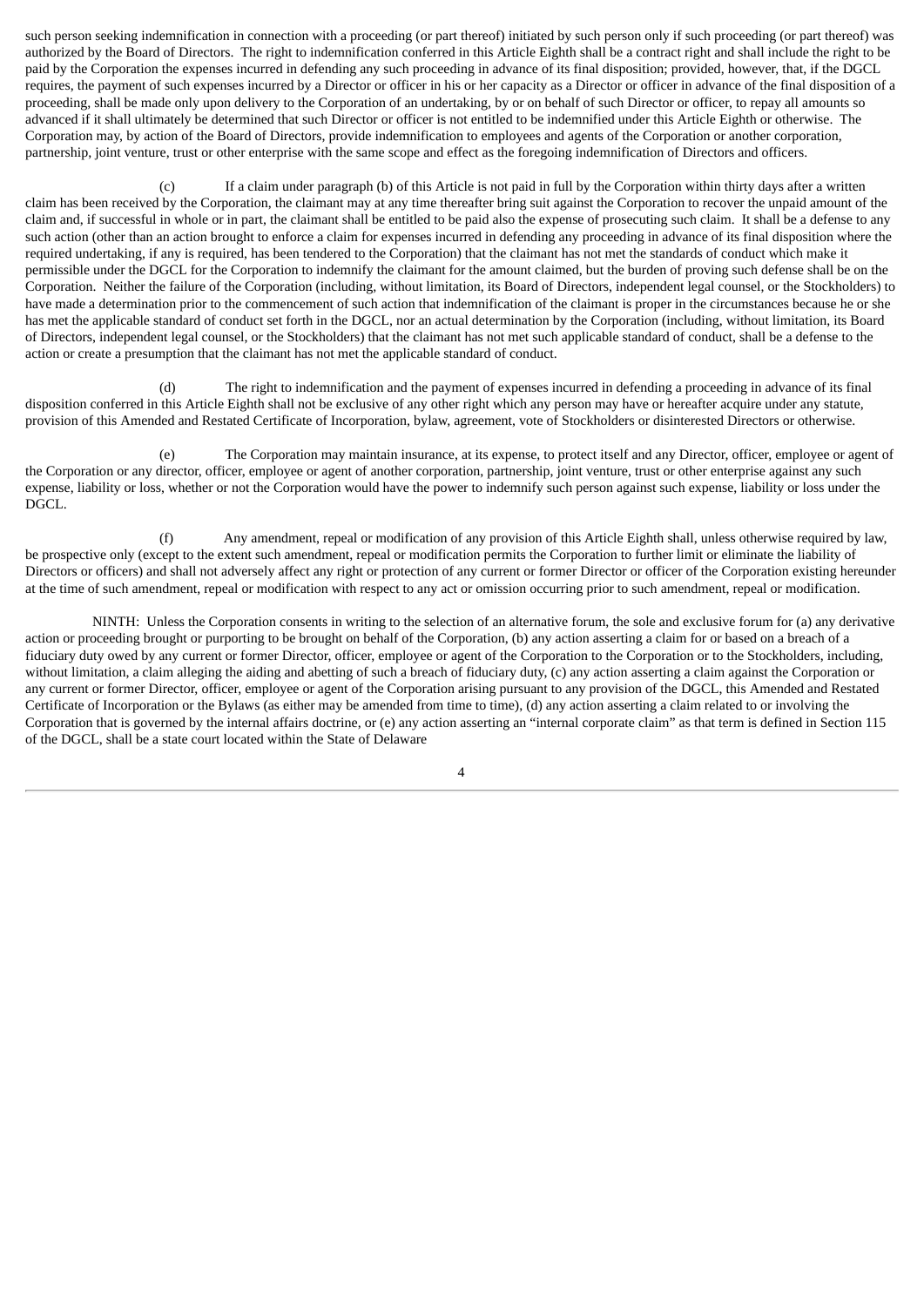such person seeking indemnification in connection with a proceeding (or part thereof) initiated by such person only if such proceeding (or part thereof) was authorized by the Board of Directors. The right to indemnification conferred in this Article Eighth shall be a contract right and shall include the right to be paid by the Corporation the expenses incurred in defending any such proceeding in advance of its final disposition; provided, however, that, if the DGCL requires, the payment of such expenses incurred by a Director or officer in his or her capacity as a Director or officer in advance of the final disposition of a proceeding, shall be made only upon delivery to the Corporation of an undertaking, by or on behalf of such Director or officer, to repay all amounts so advanced if it shall ultimately be determined that such Director or officer is not entitled to be indemnified under this Article Eighth or otherwise. The Corporation may, by action of the Board of Directors, provide indemnification to employees and agents of the Corporation or another corporation, partnership, joint venture, trust or other enterprise with the same scope and effect as the foregoing indemnification of Directors and officers.

(c) If a claim under paragraph (b) of this Article is not paid in full by the Corporation within thirty days after a written claim has been received by the Corporation, the claimant may at any time thereafter bring suit against the Corporation to recover the unpaid amount of the claim and, if successful in whole or in part, the claimant shall be entitled to be paid also the expense of prosecuting such claim. It shall be a defense to any such action (other than an action brought to enforce a claim for expenses incurred in defending any proceeding in advance of its final disposition where the required undertaking, if any is required, has been tendered to the Corporation) that the claimant has not met the standards of conduct which make it permissible under the DGCL for the Corporation to indemnify the claimant for the amount claimed, but the burden of proving such defense shall be on the Corporation. Neither the failure of the Corporation (including, without limitation, its Board of Directors, independent legal counsel, or the Stockholders) to have made a determination prior to the commencement of such action that indemnification of the claimant is proper in the circumstances because he or she has met the applicable standard of conduct set forth in the DGCL, nor an actual determination by the Corporation (including, without limitation, its Board of Directors, independent legal counsel, or the Stockholders) that the claimant has not met such applicable standard of conduct, shall be a defense to the action or create a presumption that the claimant has not met the applicable standard of conduct.

(d) The right to indemnification and the payment of expenses incurred in defending a proceeding in advance of its final disposition conferred in this Article Eighth shall not be exclusive of any other right which any person may have or hereafter acquire under any statute, provision of this Amended and Restated Certificate of Incorporation, bylaw, agreement, vote of Stockholders or disinterested Directors or otherwise.

(e) The Corporation may maintain insurance, at its expense, to protect itself and any Director, officer, employee or agent of the Corporation or any director, officer, employee or agent of another corporation, partnership, joint venture, trust or other enterprise against any such expense, liability or loss, whether or not the Corporation would have the power to indemnify such person against such expense, liability or loss under the DGCL.

(f) Any amendment, repeal or modification of any provision of this Article Eighth shall, unless otherwise required by law, be prospective only (except to the extent such amendment, repeal or modification permits the Corporation to further limit or eliminate the liability of Directors or officers) and shall not adversely affect any right or protection of any current or former Director or officer of the Corporation existing hereunder at the time of such amendment, repeal or modification with respect to any act or omission occurring prior to such amendment, repeal or modification.

NINTH: Unless the Corporation consents in writing to the selection of an alternative forum, the sole and exclusive forum for (a) any derivative action or proceeding brought or purporting to be brought on behalf of the Corporation, (b) any action asserting a claim for or based on a breach of a fiduciary duty owed by any current or former Director, officer, employee or agent of the Corporation to the Corporation or to the Stockholders, including, without limitation, a claim alleging the aiding and abetting of such a breach of fiduciary duty, (c) any action asserting a claim against the Corporation or any current or former Director, officer, employee or agent of the Corporation arising pursuant to any provision of the DGCL, this Amended and Restated Certificate of Incorporation or the Bylaws (as either may be amended from time to time), (d) any action asserting a claim related to or involving the Corporation that is governed by the internal affairs doctrine, or (e) any action asserting an "internal corporate claim" as that term is defined in Section 115 of the DGCL, shall be a state court located within the State of Delaware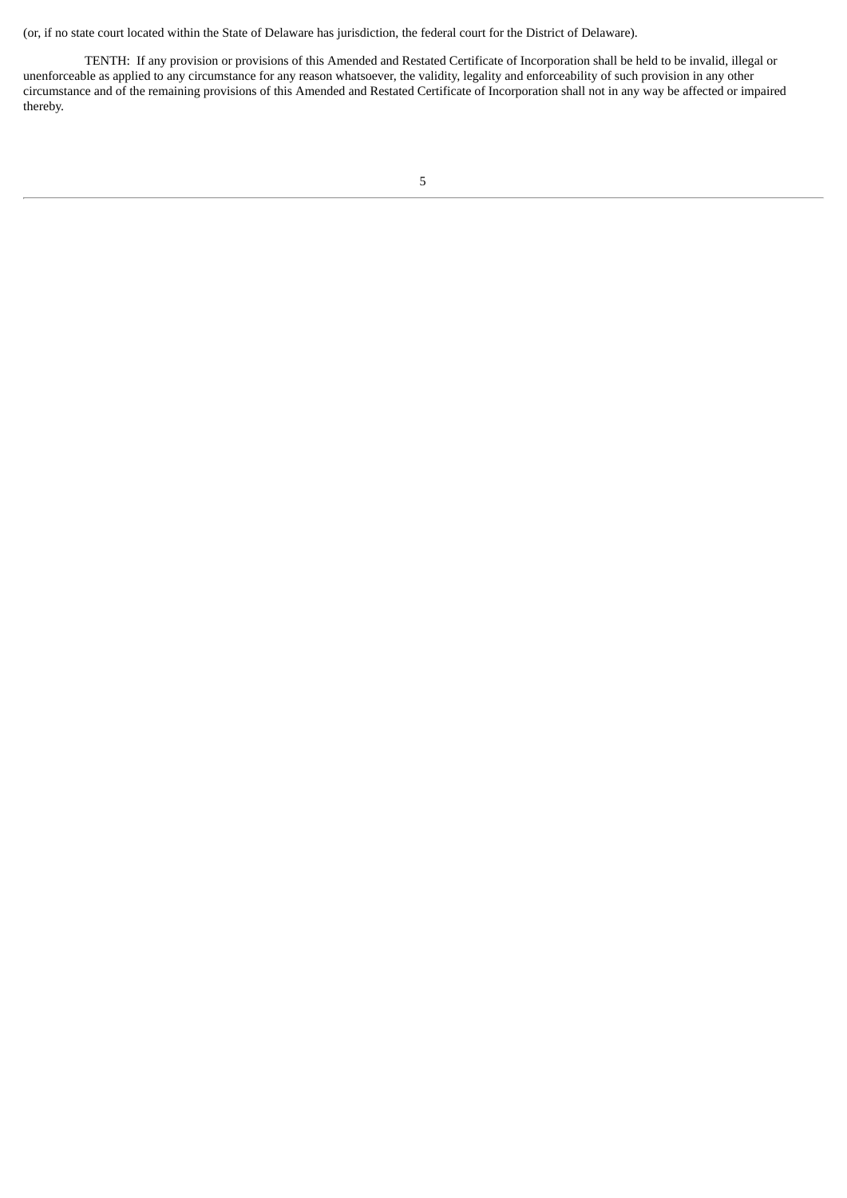(or, if no state court located within the State of Delaware has jurisdiction, the federal court for the District of Delaware).

TENTH: If any provision or provisions of this Amended and Restated Certificate of Incorporation shall be held to be invalid, illegal or unenforceable as applied to any circumstance for any reason whatsoever, the validity, legality and enforceability of such provision in any other circumstance and of the remaining provisions of this Amended and Restated Certificate of Incorporation shall not in any way be affected or impaired thereby.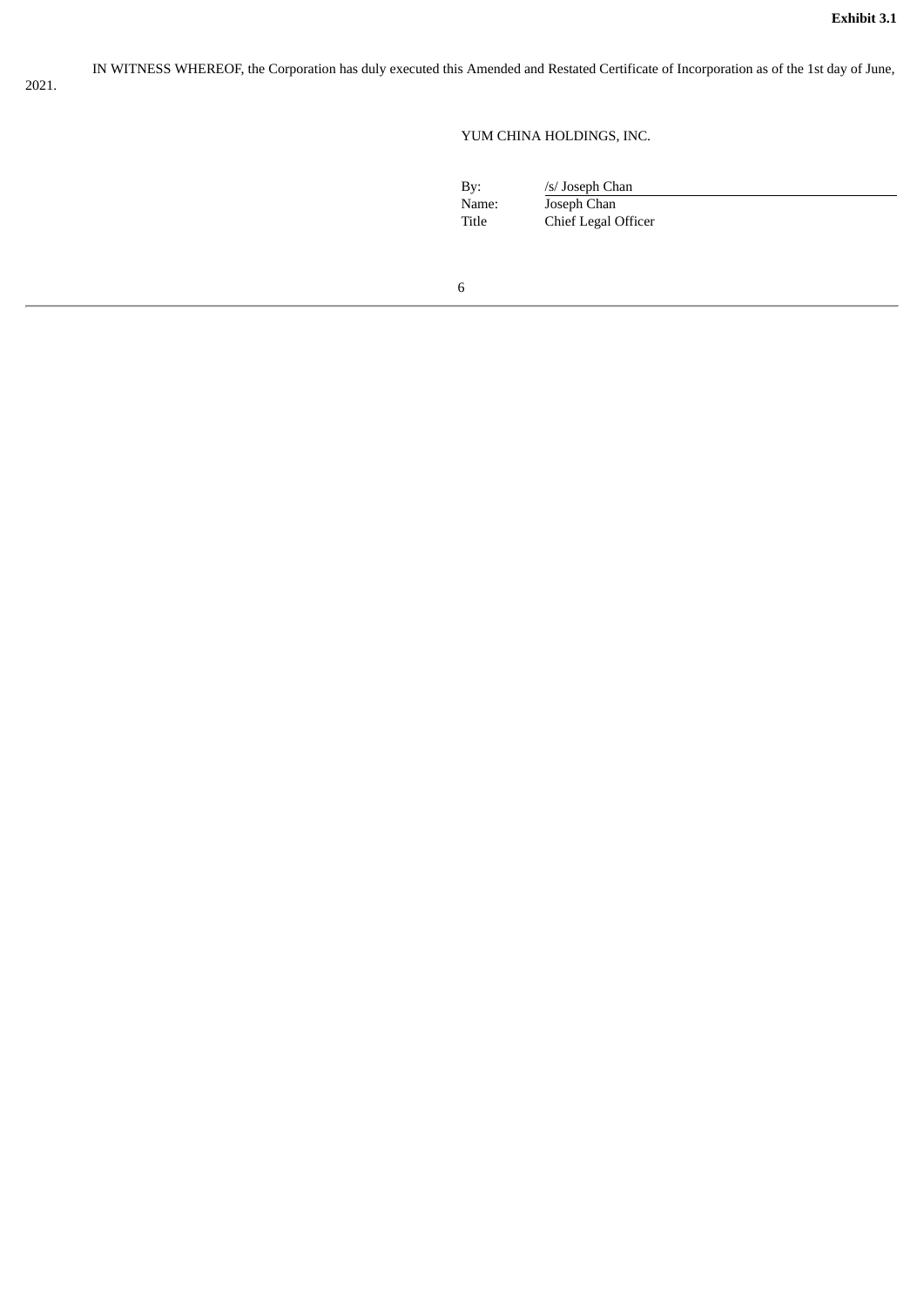**Exhibit 3.1**

IN WITNESS WHEREOF, the Corporation has duly executed this Amended and Restated Certificate of Incorporation as of the 1st day of June, 2021.

YUM CHINA HOLDINGS, INC.

| | |
|---|---|
| By: | /s/ Joseph Chan |
| Name: | Joseph Chan |
| Title | Chief Legal Officer |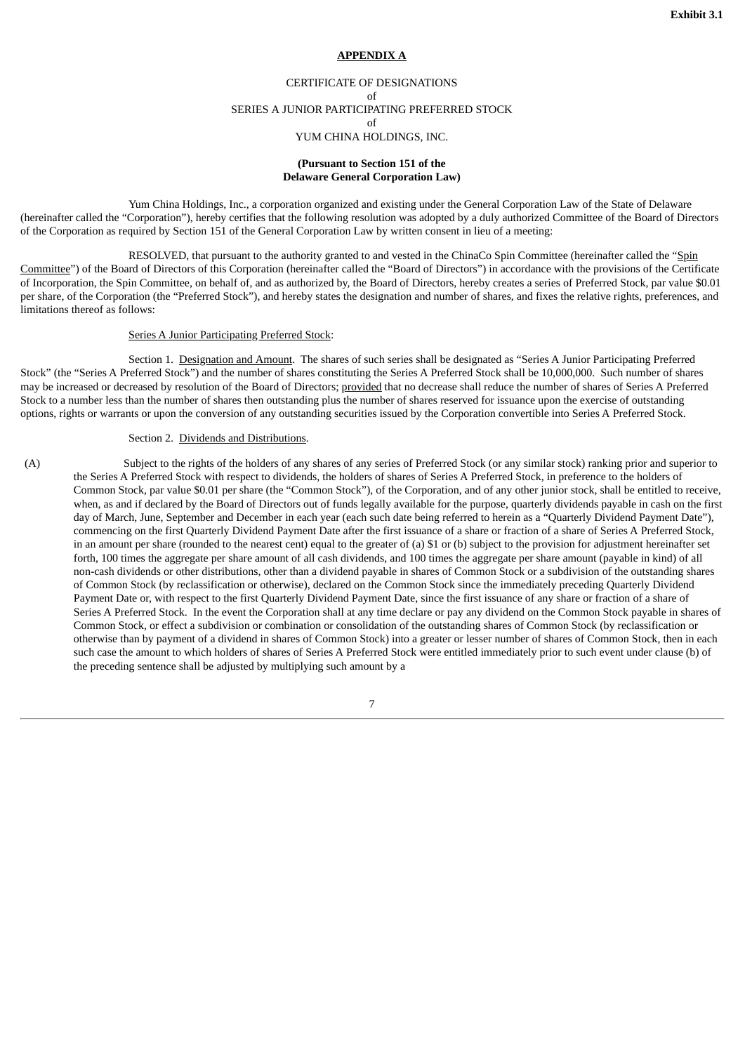**APPENDIX A**

CERTIFICATE OF DESIGNATIONS
of
SERIES A JUNIOR PARTICIPATING PREFERRED STOCK
of
YUM CHINA HOLDINGS, INC.

**(Pursuant to Section 151 of the Delaware General Corporation Law)**

Yum China Holdings, Inc., a corporation organized and existing under the General Corporation Law of the State of Delaware (hereinafter called the "Corporation"), hereby certifies that the following resolution was adopted by a duly authorized Committee of the Board of Directors of the Corporation as required by Section 151 of the General Corporation Law by written consent in lieu of a meeting:

RESOLVED, that pursuant to the authority granted to and vested in the ChinaCo Spin Committee (hereinafter called the "Spin Committee") of the Board of Directors of this Corporation (hereinafter called the "Board of Directors") in accordance with the provisions of the Certificate of Incorporation, the Spin Committee, on behalf of, and as authorized by, the Board of Directors, hereby creates a series of Preferred Stock, par value $0.01 per share, of the Corporation (the "Preferred Stock"), and hereby states the designation and number of shares, and fixes the relative rights, preferences, and limitations thereof as follows:

Series A Junior Participating Preferred Stock:

Section 1. Designation and Amount. The shares of such series shall be designated as "Series A Junior Participating Preferred Stock" (the "Series A Preferred Stock") and the number of shares constituting the Series A Preferred Stock shall be 10,000,000. Such number of shares may be increased or decreased by resolution of the Board of Directors; provided that no decrease shall reduce the number of shares of Series A Preferred Stock to a number less than the number of shares then outstanding plus the number of shares reserved for issuance upon the exercise of outstanding options, rights or warrants or upon the conversion of any outstanding securities issued by the Corporation convertible into Series A Preferred Stock.

Section 2. Dividends and Distributions.

(A) Subject to the rights of the holders of any shares of any series of Preferred Stock (or any similar stock) ranking prior and superior to the Series A Preferred Stock with respect to dividends, the holders of shares of Series A Preferred Stock, in preference to the holders of Common Stock, par value $0.01 per share (the "Common Stock"), of the Corporation, and of any other junior stock, shall be entitled to receive, when, as and if declared by the Board of Directors out of funds legally available for the purpose, quarterly dividends payable in cash on the first day of March, June, September and December in each year (each such date being referred to herein as a "Quarterly Dividend Payment Date"), commencing on the first Quarterly Dividend Payment Date after the first issuance of a share or fraction of a share of Series A Preferred Stock, in an amount per share (rounded to the nearest cent) equal to the greater of (a) $1 or (b) subject to the provision for adjustment hereinafter set forth, 100 times the aggregate per share amount of all cash dividends, and 100 times the aggregate per share amount (payable in kind) of all non-cash dividends or other distributions, other than a dividend payable in shares of Common Stock or a subdivision of the outstanding shares of Common Stock (by reclassification or otherwise), declared on the Common Stock since the immediately preceding Quarterly Dividend Payment Date or, with respect to the first Quarterly Dividend Payment Date, since the first issuance of any share or fraction of a share of Series A Preferred Stock. In the event the Corporation shall at any time declare or pay any dividend on the Common Stock payable in shares of Common Stock, or effect a subdivision or combination or consolidation of the outstanding shares of Common Stock (by reclassification or otherwise than by payment of a dividend in shares of Common Stock) into a greater or lesser number of shares of Common Stock, then in each such case the amount to which holders of shares of Series A Preferred Stock were entitled immediately prior to such event under clause (b) of the preceding sentence shall be adjusted by multiplying such amount by a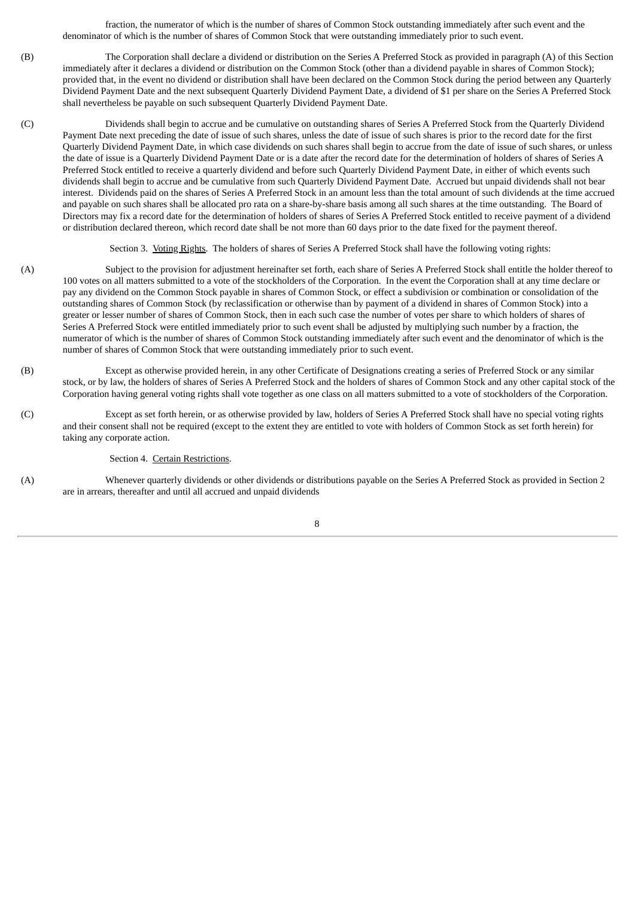fraction, the numerator of which is the number of shares of Common Stock outstanding immediately after such event and the denominator of which is the number of shares of Common Stock that were outstanding immediately prior to such event.

(B) The Corporation shall declare a dividend or distribution on the Series A Preferred Stock as provided in paragraph (A) of this Section immediately after it declares a dividend or distribution on the Common Stock (other than a dividend payable in shares of Common Stock); provided that, in the event no dividend or distribution shall have been declared on the Common Stock during the period between any Quarterly Dividend Payment Date and the next subsequent Quarterly Dividend Payment Date, a dividend of $1 per share on the Series A Preferred Stock shall nevertheless be payable on such subsequent Quarterly Dividend Payment Date.

(C) Dividends shall begin to accrue and be cumulative on outstanding shares of Series A Preferred Stock from the Quarterly Dividend Payment Date next preceding the date of issue of such shares, unless the date of issue of such shares is prior to the record date for the first Quarterly Dividend Payment Date, in which case dividends on such shares shall begin to accrue from the date of issue of such shares, or unless the date of issue is a Quarterly Dividend Payment Date or is a date after the record date for the determination of holders of shares of Series A Preferred Stock entitled to receive a quarterly dividend and before such Quarterly Dividend Payment Date, in either of which events such dividends shall begin to accrue and be cumulative from such Quarterly Dividend Payment Date. Accrued but unpaid dividends shall not bear interest. Dividends paid on the shares of Series A Preferred Stock in an amount less than the total amount of such dividends at the time accrued and payable on such shares shall be allocated pro rata on a share-by-share basis among all such shares at the time outstanding. The Board of Directors may fix a record date for the determination of holders of shares of Series A Preferred Stock entitled to receive payment of a dividend or distribution declared thereon, which record date shall be not more than 60 days prior to the date fixed for the payment thereof.

Section 3. Voting Rights. The holders of shares of Series A Preferred Stock shall have the following voting rights:

(A) Subject to the provision for adjustment hereinafter set forth, each share of Series A Preferred Stock shall entitle the holder thereof to 100 votes on all matters submitted to a vote of the stockholders of the Corporation. In the event the Corporation shall at any time declare or pay any dividend on the Common Stock payable in shares of Common Stock, or effect a subdivision or combination or consolidation of the outstanding shares of Common Stock (by reclassification or otherwise than by payment of a dividend in shares of Common Stock) into a greater or lesser number of shares of Common Stock, then in each such case the number of votes per share to which holders of shares of Series A Preferred Stock were entitled immediately prior to such event shall be adjusted by multiplying such number by a fraction, the numerator of which is the number of shares of Common Stock outstanding immediately after such event and the denominator of which is the number of shares of Common Stock that were outstanding immediately prior to such event.

(B) Except as otherwise provided herein, in any other Certificate of Designations creating a series of Preferred Stock or any similar stock, or by law, the holders of shares of Series A Preferred Stock and the holders of shares of Common Stock and any other capital stock of the Corporation having general voting rights shall vote together as one class on all matters submitted to a vote of stockholders of the Corporation.

(C) Except as set forth herein, or as otherwise provided by law, holders of Series A Preferred Stock shall have no special voting rights and their consent shall not be required (except to the extent they are entitled to vote with holders of Common Stock as set forth herein) for taking any corporate action.

Section 4. Certain Restrictions.

(A) Whenever quarterly dividends or other dividends or distributions payable on the Series A Preferred Stock as provided in Section 2 are in arrears, thereafter and until all accrued and unpaid dividends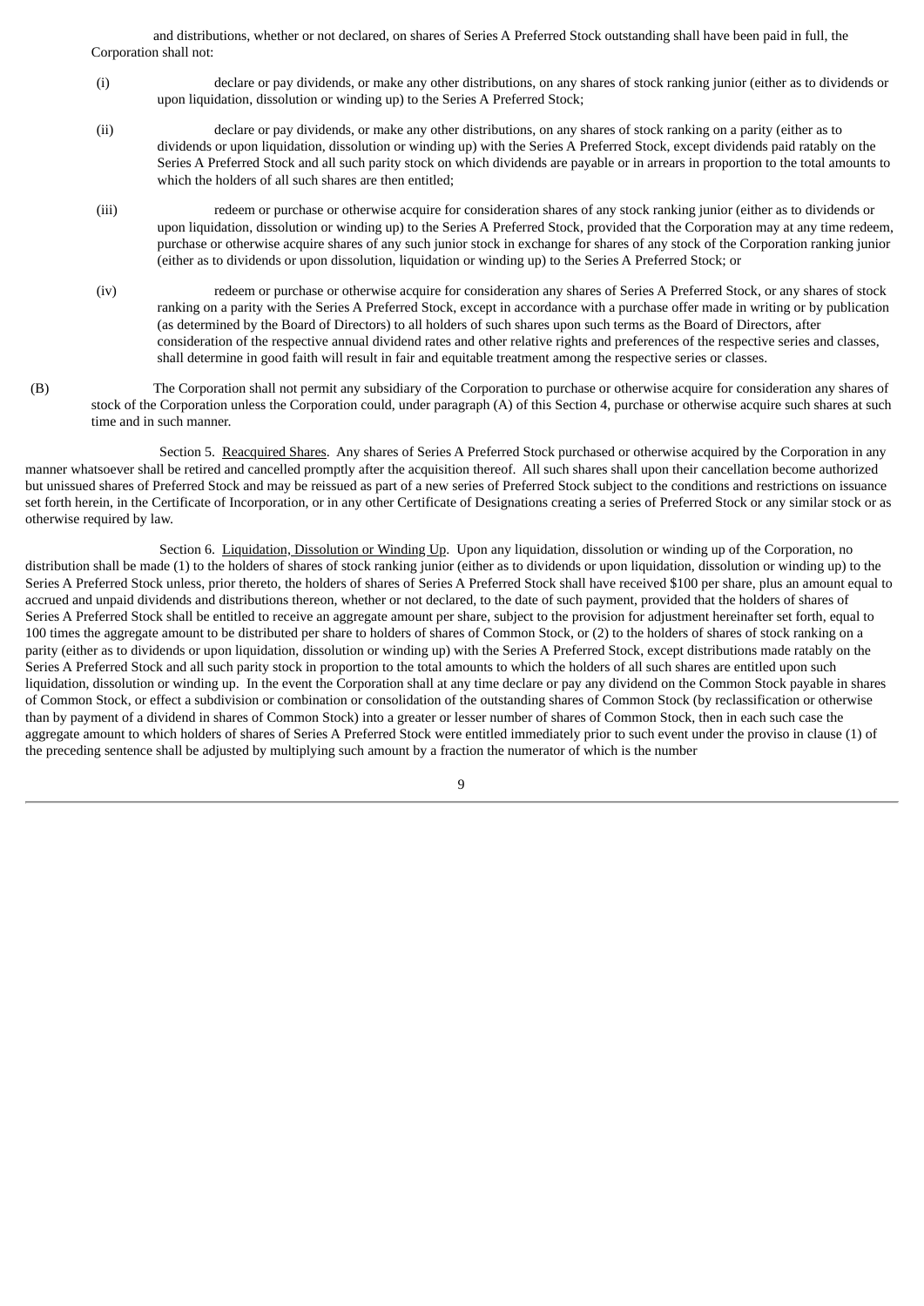and distributions, whether or not declared, on shares of Series A Preferred Stock outstanding shall have been paid in full, the Corporation shall not:

(i) declare or pay dividends, or make any other distributions, on any shares of stock ranking junior (either as to dividends or upon liquidation, dissolution or winding up) to the Series A Preferred Stock;

(ii) declare or pay dividends, or make any other distributions, on any shares of stock ranking on a parity (either as to dividends or upon liquidation, dissolution or winding up) with the Series A Preferred Stock, except dividends paid ratably on the Series A Preferred Stock and all such parity stock on which dividends are payable or in arrears in proportion to the total amounts to which the holders of all such shares are then entitled;

(iii) redeem or purchase or otherwise acquire for consideration shares of any stock ranking junior (either as to dividends or upon liquidation, dissolution or winding up) to the Series A Preferred Stock, provided that the Corporation may at any time redeem, purchase or otherwise acquire shares of any such junior stock in exchange for shares of any stock of the Corporation ranking junior (either as to dividends or upon dissolution, liquidation or winding up) to the Series A Preferred Stock; or

(iv) redeem or purchase or otherwise acquire for consideration any shares of Series A Preferred Stock, or any shares of stock ranking on a parity with the Series A Preferred Stock, except in accordance with a purchase offer made in writing or by publication (as determined by the Board of Directors) to all holders of such shares upon such terms as the Board of Directors, after consideration of the respective annual dividend rates and other relative rights and preferences of the respective series and classes, shall determine in good faith will result in fair and equitable treatment among the respective series or classes.

(B) The Corporation shall not permit any subsidiary of the Corporation to purchase or otherwise acquire for consideration any shares of stock of the Corporation unless the Corporation could, under paragraph (A) of this Section 4, purchase or otherwise acquire such shares at such time and in such manner.

Section 5. Reacquired Shares. Any shares of Series A Preferred Stock purchased or otherwise acquired by the Corporation in any manner whatsoever shall be retired and cancelled promptly after the acquisition thereof. All such shares shall upon their cancellation become authorized but unissued shares of Preferred Stock and may be reissued as part of a new series of Preferred Stock subject to the conditions and restrictions on issuance set forth herein, in the Certificate of Incorporation, or in any other Certificate of Designations creating a series of Preferred Stock or any similar stock or as otherwise required by law.

Section 6. Liquidation, Dissolution or Winding Up. Upon any liquidation, dissolution or winding up of the Corporation, no distribution shall be made (1) to the holders of shares of stock ranking junior (either as to dividends or upon liquidation, dissolution or winding up) to the Series A Preferred Stock unless, prior thereto, the holders of shares of Series A Preferred Stock shall have received $100 per share, plus an amount equal to accrued and unpaid dividends and distributions thereon, whether or not declared, to the date of such payment, provided that the holders of shares of Series A Preferred Stock shall be entitled to receive an aggregate amount per share, subject to the provision for adjustment hereinafter set forth, equal to 100 times the aggregate amount to be distributed per share to holders of shares of Common Stock, or (2) to the holders of shares of stock ranking on a parity (either as to dividends or upon liquidation, dissolution or winding up) with the Series A Preferred Stock, except distributions made ratably on the Series A Preferred Stock and all such parity stock in proportion to the total amounts to which the holders of all such shares are entitled upon such liquidation, dissolution or winding up. In the event the Corporation shall at any time declare or pay any dividend on the Common Stock payable in shares of Common Stock, or effect a subdivision or combination or consolidation of the outstanding shares of Common Stock (by reclassification or otherwise than by payment of a dividend in shares of Common Stock) into a greater or lesser number of shares of Common Stock, then in each such case the aggregate amount to which holders of shares of Series A Preferred Stock were entitled immediately prior to such event under the proviso in clause (1) of the preceding sentence shall be adjusted by multiplying such amount by a fraction the numerator of which is the number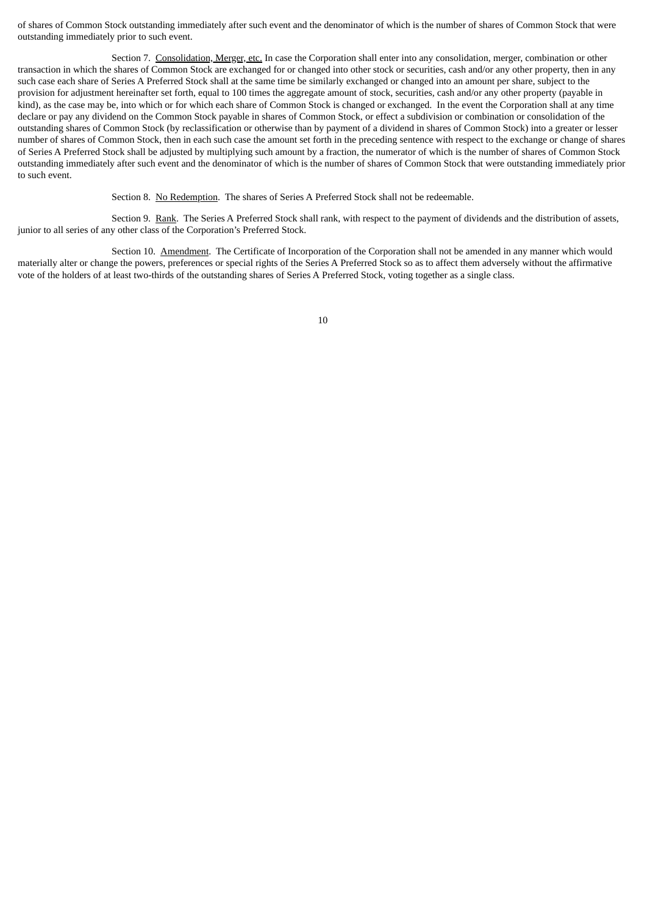of shares of Common Stock outstanding immediately after such event and the denominator of which is the number of shares of Common Stock that were outstanding immediately prior to such event.

Section 7. Consolidation, Merger, etc. In case the Corporation shall enter into any consolidation, merger, combination or other transaction in which the shares of Common Stock are exchanged for or changed into other stock or securities, cash and/or any other property, then in any such case each share of Series A Preferred Stock shall at the same time be similarly exchanged or changed into an amount per share, subject to the provision for adjustment hereinafter set forth, equal to 100 times the aggregate amount of stock, securities, cash and/or any other property (payable in kind), as the case may be, into which or for which each share of Common Stock is changed or exchanged. In the event the Corporation shall at any time declare or pay any dividend on the Common Stock payable in shares of Common Stock, or effect a subdivision or combination or consolidation of the outstanding shares of Common Stock (by reclassification or otherwise than by payment of a dividend in shares of Common Stock) into a greater or lesser number of shares of Common Stock, then in each such case the amount set forth in the preceding sentence with respect to the exchange or change of shares of Series A Preferred Stock shall be adjusted by multiplying such amount by a fraction, the numerator of which is the number of shares of Common Stock outstanding immediately after such event and the denominator of which is the number of shares of Common Stock that were outstanding immediately prior to such event.

Section 8. No Redemption. The shares of Series A Preferred Stock shall not be redeemable.

Section 9. Rank. The Series A Preferred Stock shall rank, with respect to the payment of dividends and the distribution of assets, junior to all series of any other class of the Corporation's Preferred Stock.

Section 10. Amendment. The Certificate of Incorporation of the Corporation shall not be amended in any manner which would materially alter or change the powers, preferences or special rights of the Series A Preferred Stock so as to affect them adversely without the affirmative vote of the holders of at least two-thirds of the outstanding shares of Series A Preferred Stock, voting together as a single class.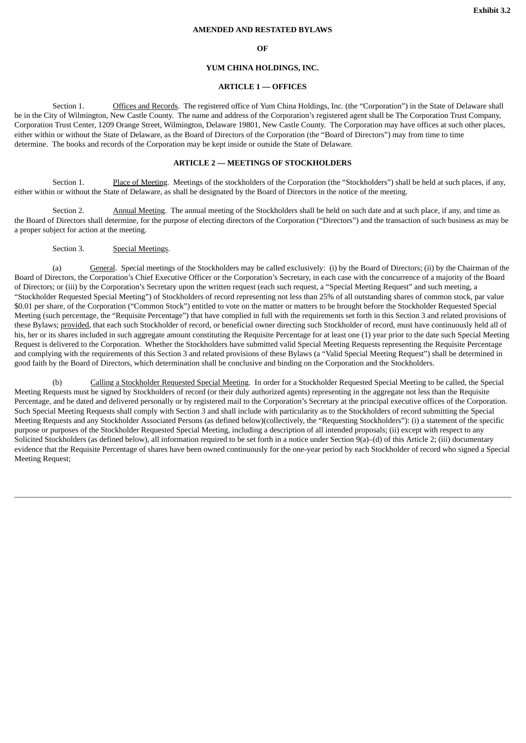**Exhibit 3.2**

# AMENDED AND RESTATED BYLAWS

# OF

# YUM CHINA HOLDINGS, INC.

## ARTICLE 1 — OFFICES

Section 1. Offices and Records. The registered office of Yum China Holdings, Inc. (the "Corporation") in the State of Delaware shall be in the City of Wilmington, New Castle County. The name and address of the Corporation's registered agent shall be The Corporation Trust Company, Corporation Trust Center, 1209 Orange Street, Wilmington, Delaware 19801, New Castle County. The Corporation may have offices at such other places, either within or without the State of Delaware, as the Board of Directors of the Corporation (the "Board of Directors") may from time to time determine. The books and records of the Corporation may be kept inside or outside the State of Delaware.

## ARTICLE 2 — MEETINGS OF STOCKHOLDERS

Section 1. Place of Meeting. Meetings of the stockholders of the Corporation (the "Stockholders") shall be held at such places, if any, either within or without the State of Delaware, as shall be designated by the Board of Directors in the notice of the meeting.

Section 2. Annual Meeting. The annual meeting of the Stockholders shall be held on such date and at such place, if any, and time as the Board of Directors shall determine, for the purpose of electing directors of the Corporation ("Directors") and the transaction of such business as may be a proper subject for action at the meeting.

Section 3. Special Meetings.

(a) General. Special meetings of the Stockholders may be called exclusively: (i) by the Board of Directors; (ii) by the Chairman of the Board of Directors, the Corporation's Chief Executive Officer or the Corporation's Secretary, in each case with the concurrence of a majority of the Board of Directors; or (iii) by the Corporation's Secretary upon the written request (each such request, a "Special Meeting Request" and such meeting, a "Stockholder Requested Special Meeting") of Stockholders of record representing not less than 25% of all outstanding shares of common stock, par value $0.01 per share, of the Corporation ("Common Stock") entitled to vote on the matter or matters to be brought before the Stockholder Requested Special Meeting (such percentage, the "Requisite Percentage") that have complied in full with the requirements set forth in this Section 3 and related provisions of these Bylaws; provided, that each such Stockholder of record, or beneficial owner directing such Stockholder of record, must have continuously held all of his, her or its shares included in such aggregate amount constituting the Requisite Percentage for at least one (1) year prior to the date such Special Meeting Request is delivered to the Corporation. Whether the Stockholders have submitted valid Special Meeting Requests representing the Requisite Percentage and complying with the requirements of this Section 3 and related provisions of these Bylaws (a "Valid Special Meeting Request") shall be determined in good faith by the Board of Directors, which determination shall be conclusive and binding on the Corporation and the Stockholders.

(b) Calling a Stockholder Requested Special Meeting. In order for a Stockholder Requested Special Meeting to be called, the Special Meeting Requests must be signed by Stockholders of record (or their duly authorized agents) representing in the aggregate not less than the Requisite Percentage, and be dated and delivered personally or by registered mail to the Corporation's Secretary at the principal executive offices of the Corporation. Such Special Meeting Requests shall comply with Section 3 and shall include with particularity as to the Stockholders of record submitting the Special Meeting Requests and any Stockholder Associated Persons (as defined below)(collectively, the "Requesting Stockholders"): (i) a statement of the specific purpose or purposes of the Stockholder Requested Special Meeting, including a description of all intended proposals; (ii) except with respect to any Solicited Stockholders (as defined below), all information required to be set forth in a notice under Section 9(a)–(d) of this Article 2; (iii) documentary evidence that the Requisite Percentage of shares have been owned continuously for the one-year period by each Stockholder of record who signed a Special Meeting Request;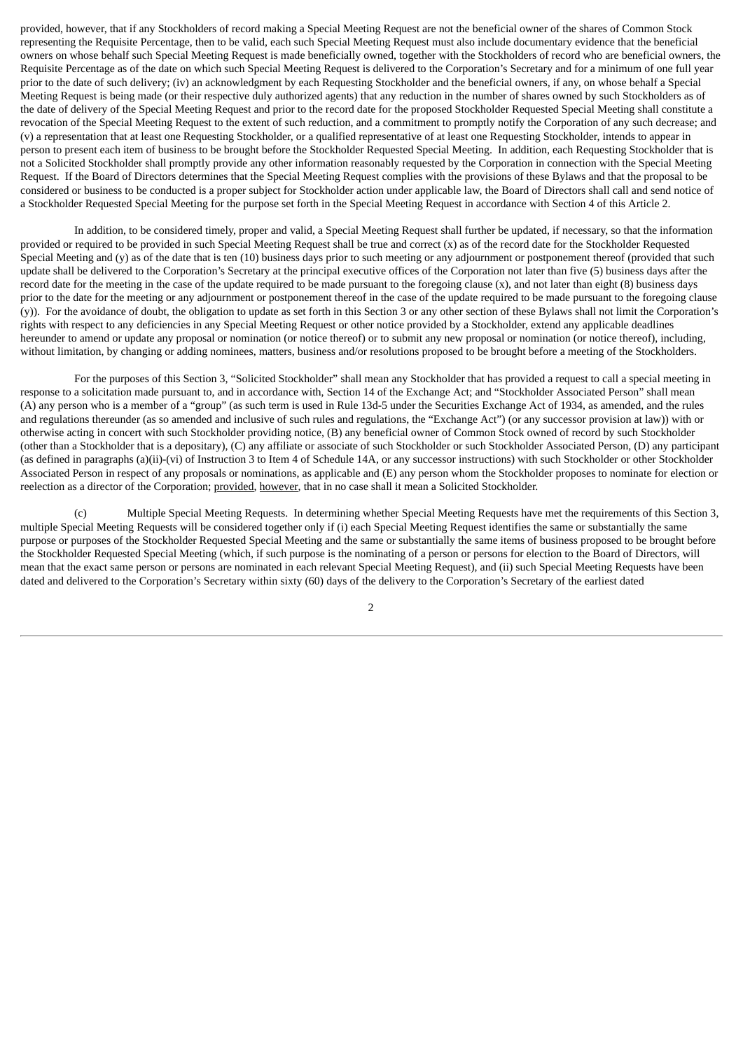provided, however, that if any Stockholders of record making a Special Meeting Request are not the beneficial owner of the shares of Common Stock representing the Requisite Percentage, then to be valid, each such Special Meeting Request must also include documentary evidence that the beneficial owners on whose behalf such Special Meeting Request is made beneficially owned, together with the Stockholders of record who are beneficial owners, the Requisite Percentage as of the date on which such Special Meeting Request is delivered to the Corporation's Secretary and for a minimum of one full year prior to the date of such delivery; (iv) an acknowledgment by each Requesting Stockholder and the beneficial owners, if any, on whose behalf a Special Meeting Request is being made (or their respective duly authorized agents) that any reduction in the number of shares owned by such Stockholders as of the date of delivery of the Special Meeting Request and prior to the record date for the proposed Stockholder Requested Special Meeting shall constitute a revocation of the Special Meeting Request to the extent of such reduction, and a commitment to promptly notify the Corporation of any such decrease; and (v) a representation that at least one Requesting Stockholder, or a qualified representative of at least one Requesting Stockholder, intends to appear in person to present each item of business to be brought before the Stockholder Requested Special Meeting. In addition, each Requesting Stockholder that is not a Solicited Stockholder shall promptly provide any other information reasonably requested by the Corporation in connection with the Special Meeting Request. If the Board of Directors determines that the Special Meeting Request complies with the provisions of these Bylaws and that the proposal to be considered or business to be conducted is a proper subject for Stockholder action under applicable law, the Board of Directors shall call and send notice of a Stockholder Requested Special Meeting for the purpose set forth in the Special Meeting Request in accordance with Section 4 of this Article 2.

In addition, to be considered timely, proper and valid, a Special Meeting Request shall further be updated, if necessary, so that the information provided or required to be provided in such Special Meeting Request shall be true and correct (x) as of the record date for the Stockholder Requested Special Meeting and (y) as of the date that is ten (10) business days prior to such meeting or any adjournment or postponement thereof (provided that such update shall be delivered to the Corporation's Secretary at the principal executive offices of the Corporation not later than five (5) business days after the record date for the meeting in the case of the update required to be made pursuant to the foregoing clause (x), and not later than eight (8) business days prior to the date for the meeting or any adjournment or postponement thereof in the case of the update required to be made pursuant to the foregoing clause (y)). For the avoidance of doubt, the obligation to update as set forth in this Section 3 or any other section of these Bylaws shall not limit the Corporation's rights with respect to any deficiencies in any Special Meeting Request or other notice provided by a Stockholder, extend any applicable deadlines hereunder to amend or update any proposal or nomination (or notice thereof) or to submit any new proposal or nomination (or notice thereof), including, without limitation, by changing or adding nominees, matters, business and/or resolutions proposed to be brought before a meeting of the Stockholders.

For the purposes of this Section 3, "Solicited Stockholder" shall mean any Stockholder that has provided a request to call a special meeting in response to a solicitation made pursuant to, and in accordance with, Section 14 of the Exchange Act; and "Stockholder Associated Person" shall mean (A) any person who is a member of a "group" (as such term is used in Rule 13d-5 under the Securities Exchange Act of 1934, as amended, and the rules and regulations thereunder (as so amended and inclusive of such rules and regulations, the "Exchange Act") (or any successor provision at law)) with or otherwise acting in concert with such Stockholder providing notice, (B) any beneficial owner of Common Stock owned of record by such Stockholder (other than a Stockholder that is a depositary), (C) any affiliate or associate of such Stockholder or such Stockholder Associated Person, (D) any participant (as defined in paragraphs (a)(ii)-(vi) of Instruction 3 to Item 4 of Schedule 14A, or any successor instructions) with such Stockholder or other Stockholder Associated Person in respect of any proposals or nominations, as applicable and (E) any person whom the Stockholder proposes to nominate for election or reelection as a director of the Corporation; provided, however, that in no case shall it mean a Solicited Stockholder.

(c) Multiple Special Meeting Requests. In determining whether Special Meeting Requests have met the requirements of this Section 3, multiple Special Meeting Requests will be considered together only if (i) each Special Meeting Request identifies the same or substantially the same purpose or purposes of the Stockholder Requested Special Meeting and the same or substantially the same items of business proposed to be brought before the Stockholder Requested Special Meeting (which, if such purpose is the nominating of a person or persons for election to the Board of Directors, will mean that the exact same person or persons are nominated in each relevant Special Meeting Request), and (ii) such Special Meeting Requests have been dated and delivered to the Corporation's Secretary within sixty (60) days of the delivery to the Corporation's Secretary of the earliest dated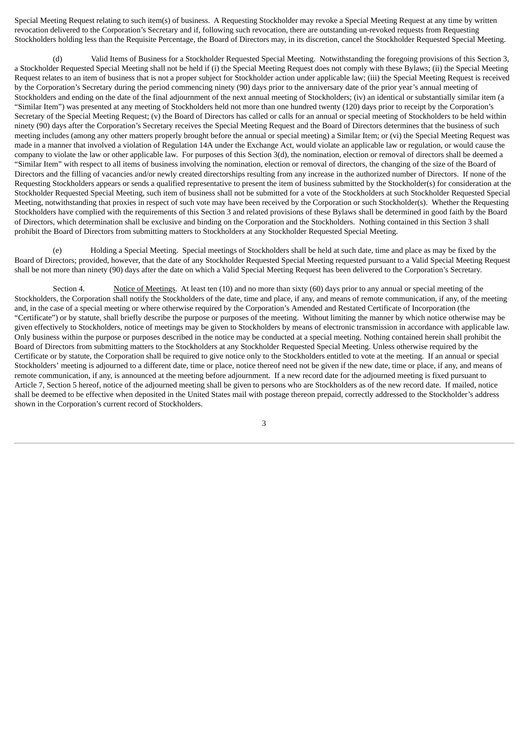Special Meeting Request relating to such item(s) of business. A Requesting Stockholder may revoke a Special Meeting Request at any time by written revocation delivered to the Corporation's Secretary and if, following such revocation, there are outstanding un-revoked requests from Requesting Stockholders holding less than the Requisite Percentage, the Board of Directors may, in its discretion, cancel the Stockholder Requested Special Meeting.

(d) Valid Items of Business for a Stockholder Requested Special Meeting. Notwithstanding the foregoing provisions of this Section 3, a Stockholder Requested Special Meeting shall not be held if (i) the Special Meeting Request does not comply with these Bylaws; (ii) the Special Meeting Request relates to an item of business that is not a proper subject for Stockholder action under applicable law; (iii) the Special Meeting Request is received by the Corporation's Secretary during the period commencing ninety (90) days prior to the anniversary date of the prior year's annual meeting of Stockholders and ending on the date of the final adjournment of the next annual meeting of Stockholders; (iv) an identical or substantially similar item (a "Similar Item") was presented at any meeting of Stockholders held not more than one hundred twenty (120) days prior to receipt by the Corporation's Secretary of the Special Meeting Request; (v) the Board of Directors has called or calls for an annual or special meeting of Stockholders to be held within ninety (90) days after the Corporation's Secretary receives the Special Meeting Request and the Board of Directors determines that the business of such meeting includes (among any other matters properly brought before the annual or special meeting) a Similar Item; or (vi) the Special Meeting Request was made in a manner that involved a violation of Regulation 14A under the Exchange Act, would violate an applicable law or regulation, or would cause the company to violate the law or other applicable law. For purposes of this Section 3(d), the nomination, election or removal of directors shall be deemed a "Similar Item" with respect to all items of business involving the nomination, election or removal of directors, the changing of the size of the Board of Directors and the filling of vacancies and/or newly created directorships resulting from any increase in the authorized number of Directors. If none of the Requesting Stockholders appears or sends a qualified representative to present the item of business submitted by the Stockholder(s) for consideration at the Stockholder Requested Special Meeting, such item of business shall not be submitted for a vote of the Stockholders at such Stockholder Requested Special Meeting, notwithstanding that proxies in respect of such vote may have been received by the Corporation or such Stockholder(s). Whether the Requesting Stockholders have complied with the requirements of this Section 3 and related provisions of these Bylaws shall be determined in good faith by the Board of Directors, which determination shall be exclusive and binding on the Corporation and the Stockholders. Nothing contained in this Section 3 shall prohibit the Board of Directors from submitting matters to Stockholders at any Stockholder Requested Special Meeting.

(e) Holding a Special Meeting. Special meetings of Stockholders shall be held at such date, time and place as may be fixed by the Board of Directors; provided, however, that the date of any Stockholder Requested Special Meeting requested pursuant to a Valid Special Meeting Request shall be not more than ninety (90) days after the date on which a Valid Special Meeting Request has been delivered to the Corporation's Secretary.

Section 4. Notice of Meetings. At least ten (10) and no more than sixty (60) days prior to any annual or special meeting of the Stockholders, the Corporation shall notify the Stockholders of the date, time and place, if any, and means of remote communication, if any, of the meeting and, in the case of a special meeting or where otherwise required by the Corporation's Amended and Restated Certificate of Incorporation (the "Certificate") or by statute, shall briefly describe the purpose or purposes of the meeting. Without limiting the manner by which notice otherwise may be given effectively to Stockholders, notice of meetings may be given to Stockholders by means of electronic transmission in accordance with applicable law. Only business within the purpose or purposes described in the notice may be conducted at a special meeting. Nothing contained herein shall prohibit the Board of Directors from submitting matters to the Stockholders at any Stockholder Requested Special Meeting. Unless otherwise required by the Certificate or by statute, the Corporation shall be required to give notice only to the Stockholders entitled to vote at the meeting. If an annual or special Stockholders' meeting is adjourned to a different date, time or place, notice thereof need not be given if the new date, time or place, if any, and means of remote communication, if any, is announced at the meeting before adjournment. If a new record date for the adjourned meeting is fixed pursuant to Article 7, Section 5 hereof, notice of the adjourned meeting shall be given to persons who are Stockholders as of the new record date. If mailed, notice shall be deemed to be effective when deposited in the United States mail with postage thereon prepaid, correctly addressed to the Stockholder's address shown in the Corporation's current record of Stockholders.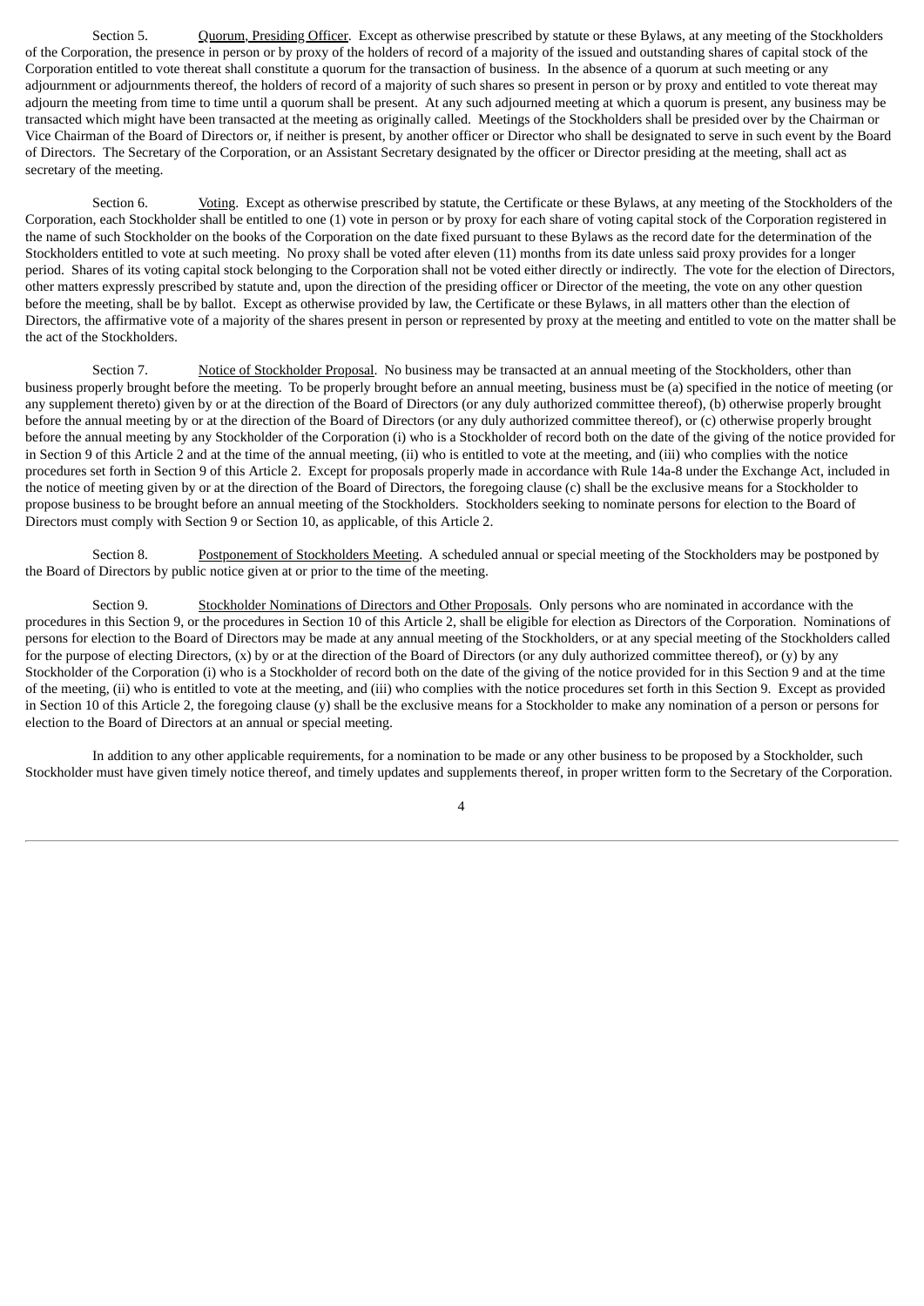Section 5. Quorum, Presiding Officer. Except as otherwise prescribed by statute or these Bylaws, at any meeting of the Stockholders of the Corporation, the presence in person or by proxy of the holders of record of a majority of the issued and outstanding shares of capital stock of the Corporation entitled to vote thereat shall constitute a quorum for the transaction of business. In the absence of a quorum at such meeting or any adjournment or adjournments thereof, the holders of record of a majority of such shares so present in person or by proxy and entitled to vote thereat may adjourn the meeting from time to time until a quorum shall be present. At any such adjourned meeting at which a quorum is present, any business may be transacted which might have been transacted at the meeting as originally called. Meetings of the Stockholders shall be presided over by the Chairman or Vice Chairman of the Board of Directors or, if neither is present, by another officer or Director who shall be designated to serve in such event by the Board of Directors. The Secretary of the Corporation, or an Assistant Secretary designated by the officer or Director presiding at the meeting, shall act as secretary of the meeting.

Section 6. Voting. Except as otherwise prescribed by statute, the Certificate or these Bylaws, at any meeting of the Stockholders of the Corporation, each Stockholder shall be entitled to one (1) vote in person or by proxy for each share of voting capital stock of the Corporation registered in the name of such Stockholder on the books of the Corporation on the date fixed pursuant to these Bylaws as the record date for the determination of the Stockholders entitled to vote at such meeting. No proxy shall be voted after eleven (11) months from its date unless said proxy provides for a longer period. Shares of its voting capital stock belonging to the Corporation shall not be voted either directly or indirectly. The vote for the election of Directors, other matters expressly prescribed by statute and, upon the direction of the presiding officer or Director of the meeting, the vote on any other question before the meeting, shall be by ballot. Except as otherwise provided by law, the Certificate or these Bylaws, in all matters other than the election of Directors, the affirmative vote of a majority of the shares present in person or represented by proxy at the meeting and entitled to vote on the matter shall be the act of the Stockholders.

Section 7. Notice of Stockholder Proposal. No business may be transacted at an annual meeting of the Stockholders, other than business properly brought before the meeting. To be properly brought before an annual meeting, business must be (a) specified in the notice of meeting (or any supplement thereto) given by or at the direction of the Board of Directors (or any duly authorized committee thereof), (b) otherwise properly brought before the annual meeting by or at the direction of the Board of Directors (or any duly authorized committee thereof), or (c) otherwise properly brought before the annual meeting by any Stockholder of the Corporation (i) who is a Stockholder of record both on the date of the giving of the notice provided for in Section 9 of this Article 2 and at the time of the annual meeting, (ii) who is entitled to vote at the meeting, and (iii) who complies with the notice procedures set forth in Section 9 of this Article 2. Except for proposals properly made in accordance with Rule 14a-8 under the Exchange Act, included in the notice of meeting given by or at the direction of the Board of Directors, the foregoing clause (c) shall be the exclusive means for a Stockholder to propose business to be brought before an annual meeting of the Stockholders. Stockholders seeking to nominate persons for election to the Board of Directors must comply with Section 9 or Section 10, as applicable, of this Article 2.

Section 8. Postponement of Stockholders Meeting. A scheduled annual or special meeting of the Stockholders may be postponed by the Board of Directors by public notice given at or prior to the time of the meeting.

Section 9. Stockholder Nominations of Directors and Other Proposals. Only persons who are nominated in accordance with the procedures in this Section 9, or the procedures in Section 10 of this Article 2, shall be eligible for election as Directors of the Corporation. Nominations of persons for election to the Board of Directors may be made at any annual meeting of the Stockholders, or at any special meeting of the Stockholders called for the purpose of electing Directors, (x) by or at the direction of the Board of Directors (or any duly authorized committee thereof), or (y) by any Stockholder of the Corporation (i) who is a Stockholder of record both on the date of the giving of the notice provided for in this Section 9 and at the time of the meeting, (ii) who is entitled to vote at the meeting, and (iii) who complies with the notice procedures set forth in this Section 9. Except as provided in Section 10 of this Article 2, the foregoing clause (y) shall be the exclusive means for a Stockholder to make any nomination of a person or persons for election to the Board of Directors at an annual or special meeting.

In addition to any other applicable requirements, for a nomination to be made or any other business to be proposed by a Stockholder, such Stockholder must have given timely notice thereof, and timely updates and supplements thereof, in proper written form to the Secretary of the Corporation.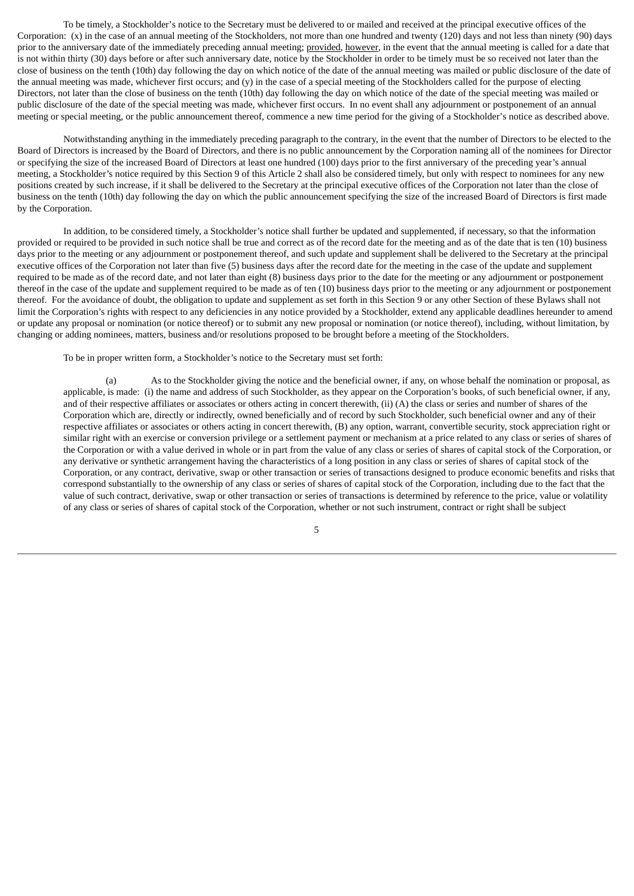To be timely, a Stockholder's notice to the Secretary must be delivered to or mailed and received at the principal executive offices of the Corporation: (x) in the case of an annual meeting of the Stockholders, not more than one hundred and twenty (120) days and not less than ninety (90) days prior to the anniversary date of the immediately preceding annual meeting; provided, however, in the event that the annual meeting is called for a date that is not within thirty (30) days before or after such anniversary date, notice by the Stockholder in order to be timely must be so received not later than the close of business on the tenth (10th) day following the day on which notice of the date of the annual meeting was mailed or public disclosure of the date of the annual meeting was made, whichever first occurs; and (y) in the case of a special meeting of the Stockholders called for the purpose of electing Directors, not later than the close of business on the tenth (10th) day following the day on which notice of the date of the special meeting was mailed or public disclosure of the date of the special meeting was made, whichever first occurs. In no event shall any adjournment or postponement of an annual meeting or special meeting, or the public announcement thereof, commence a new time period for the giving of a Stockholder's notice as described above.

Notwithstanding anything in the immediately preceding paragraph to the contrary, in the event that the number of Directors to be elected to the Board of Directors is increased by the Board of Directors, and there is no public announcement by the Corporation naming all of the nominees for Director or specifying the size of the increased Board of Directors at least one hundred (100) days prior to the first anniversary of the preceding year's annual meeting, a Stockholder's notice required by this Section 9 of this Article 2 shall also be considered timely, but only with respect to nominees for any new positions created by such increase, if it shall be delivered to the Secretary at the principal executive offices of the Corporation not later than the close of business on the tenth (10th) day following the day on which the public announcement specifying the size of the increased Board of Directors is first made by the Corporation.

In addition, to be considered timely, a Stockholder's notice shall further be updated and supplemented, if necessary, so that the information provided or required to be provided in such notice shall be true and correct as of the record date for the meeting and as of the date that is ten (10) business days prior to the meeting or any adjournment or postponement thereof, and such update and supplement shall be delivered to the Secretary at the principal executive offices of the Corporation not later than five (5) business days after the record date for the meeting in the case of the update and supplement required to be made as of the record date, and not later than eight (8) business days prior to the date for the meeting or any adjournment or postponement thereof in the case of the update and supplement required to be made as of ten (10) business days prior to the meeting or any adjournment or postponement thereof. For the avoidance of doubt, the obligation to update and supplement as set forth in this Section 9 or any other Section of these Bylaws shall not limit the Corporation's rights with respect to any deficiencies in any notice provided by a Stockholder, extend any applicable deadlines hereunder to amend or update any proposal or nomination (or notice thereof) or to submit any new proposal or nomination (or notice thereof), including, without limitation, by changing or adding nominees, matters, business and/or resolutions proposed to be brought before a meeting of the Stockholders.

To be in proper written form, a Stockholder's notice to the Secretary must set forth:

(a) As to the Stockholder giving the notice and the beneficial owner, if any, on whose behalf the nomination or proposal, as applicable, is made: (i) the name and address of such Stockholder, as they appear on the Corporation's books, of such beneficial owner, if any, and of their respective affiliates or associates or others acting in concert therewith, (ii) (A) the class or series and number of shares of the Corporation which are, directly or indirectly, owned beneficially and of record by such Stockholder, such beneficial owner and any of their respective affiliates or associates or others acting in concert therewith, (B) any option, warrant, convertible security, stock appreciation right or similar right with an exercise or conversion privilege or a settlement payment or mechanism at a price related to any class or series of shares of the Corporation or with a value derived in whole or in part from the value of any class or series of shares of capital stock of the Corporation, or any derivative or synthetic arrangement having the characteristics of a long position in any class or series of shares of capital stock of the Corporation, or any contract, derivative, swap or other transaction or series of transactions designed to produce economic benefits and risks that correspond substantially to the ownership of any class or series of shares of capital stock of the Corporation, including due to the fact that the value of such contract, derivative, swap or other transaction or series of transactions is determined by reference to the price, value or volatility of any class or series of shares of capital stock of the Corporation, whether or not such instrument, contract or right shall be subject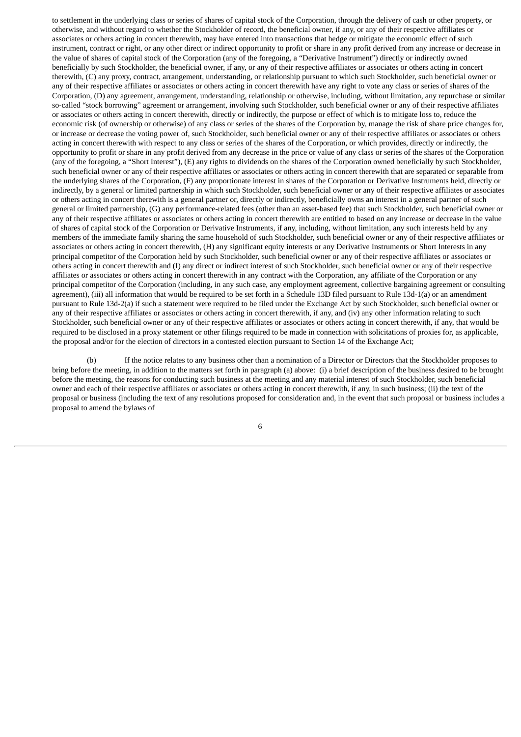to settlement in the underlying class or series of shares of capital stock of the Corporation, through the delivery of cash or other property, or otherwise, and without regard to whether the Stockholder of record, the beneficial owner, if any, or any of their respective affiliates or associates or others acting in concert therewith, may have entered into transactions that hedge or mitigate the economic effect of such instrument, contract or right, or any other direct or indirect opportunity to profit or share in any profit derived from any increase or decrease in the value of shares of capital stock of the Corporation (any of the foregoing, a "Derivative Instrument") directly or indirectly owned beneficially by such Stockholder, the beneficial owner, if any, or any of their respective affiliates or associates or others acting in concert therewith, (C) any proxy, contract, arrangement, understanding, or relationship pursuant to which such Stockholder, such beneficial owner or any of their respective affiliates or associates or others acting in concert therewith have any right to vote any class or series of shares of the Corporation, (D) any agreement, arrangement, understanding, relationship or otherwise, including, without limitation, any repurchase or similar so-called "stock borrowing" agreement or arrangement, involving such Stockholder, such beneficial owner or any of their respective affiliates or associates or others acting in concert therewith, directly or indirectly, the purpose or effect of which is to mitigate loss to, reduce the economic risk (of ownership or otherwise) of any class or series of the shares of the Corporation by, manage the risk of share price changes for, or increase or decrease the voting power of, such Stockholder, such beneficial owner or any of their respective affiliates or associates or others acting in concert therewith with respect to any class or series of the shares of the Corporation, or which provides, directly or indirectly, the opportunity to profit or share in any profit derived from any decrease in the price or value of any class or series of the shares of the Corporation (any of the foregoing, a "Short Interest"), (E) any rights to dividends on the shares of the Corporation owned beneficially by such Stockholder, such beneficial owner or any of their respective affiliates or associates or others acting in concert therewith that are separated or separable from the underlying shares of the Corporation, (F) any proportionate interest in shares of the Corporation or Derivative Instruments held, directly or indirectly, by a general or limited partnership in which such Stockholder, such beneficial owner or any of their respective affiliates or associates or others acting in concert therewith is a general partner or, directly or indirectly, beneficially owns an interest in a general partner of such general or limited partnership, (G) any performance-related fees (other than an asset-based fee) that such Stockholder, such beneficial owner or any of their respective affiliates or associates or others acting in concert therewith are entitled to based on any increase or decrease in the value of shares of capital stock of the Corporation or Derivative Instruments, if any, including, without limitation, any such interests held by any members of the immediate family sharing the same household of such Stockholder, such beneficial owner or any of their respective affiliates or associates or others acting in concert therewith, (H) any significant equity interests or any Derivative Instruments or Short Interests in any principal competitor of the Corporation held by such Stockholder, such beneficial owner or any of their respective affiliates or associates or others acting in concert therewith and (I) any direct or indirect interest of such Stockholder, such beneficial owner or any of their respective affiliates or associates or others acting in concert therewith in any contract with the Corporation, any affiliate of the Corporation or any principal competitor of the Corporation (including, in any such case, any employment agreement, collective bargaining agreement or consulting agreement), (iii) all information that would be required to be set forth in a Schedule 13D filed pursuant to Rule 13d-1(a) or an amendment pursuant to Rule 13d-2(a) if such a statement were required to be filed under the Exchange Act by such Stockholder, such beneficial owner or any of their respective affiliates or associates or others acting in concert therewith, if any, and (iv) any other information relating to such Stockholder, such beneficial owner or any of their respective affiliates or associates or others acting in concert therewith, if any, that would be required to be disclosed in a proxy statement or other filings required to be made in connection with solicitations of proxies for, as applicable, the proposal and/or for the election of directors in a contested election pursuant to Section 14 of the Exchange Act;

(b) If the notice relates to any business other than a nomination of a Director or Directors that the Stockholder proposes to bring before the meeting, in addition to the matters set forth in paragraph (a) above: (i) a brief description of the business desired to be brought before the meeting, the reasons for conducting such business at the meeting and any material interest of such Stockholder, such beneficial owner and each of their respective affiliates or associates or others acting in concert therewith, if any, in such business; (ii) the text of the proposal or business (including the text of any resolutions proposed for consideration and, in the event that such proposal or business includes a proposal to amend the bylaws of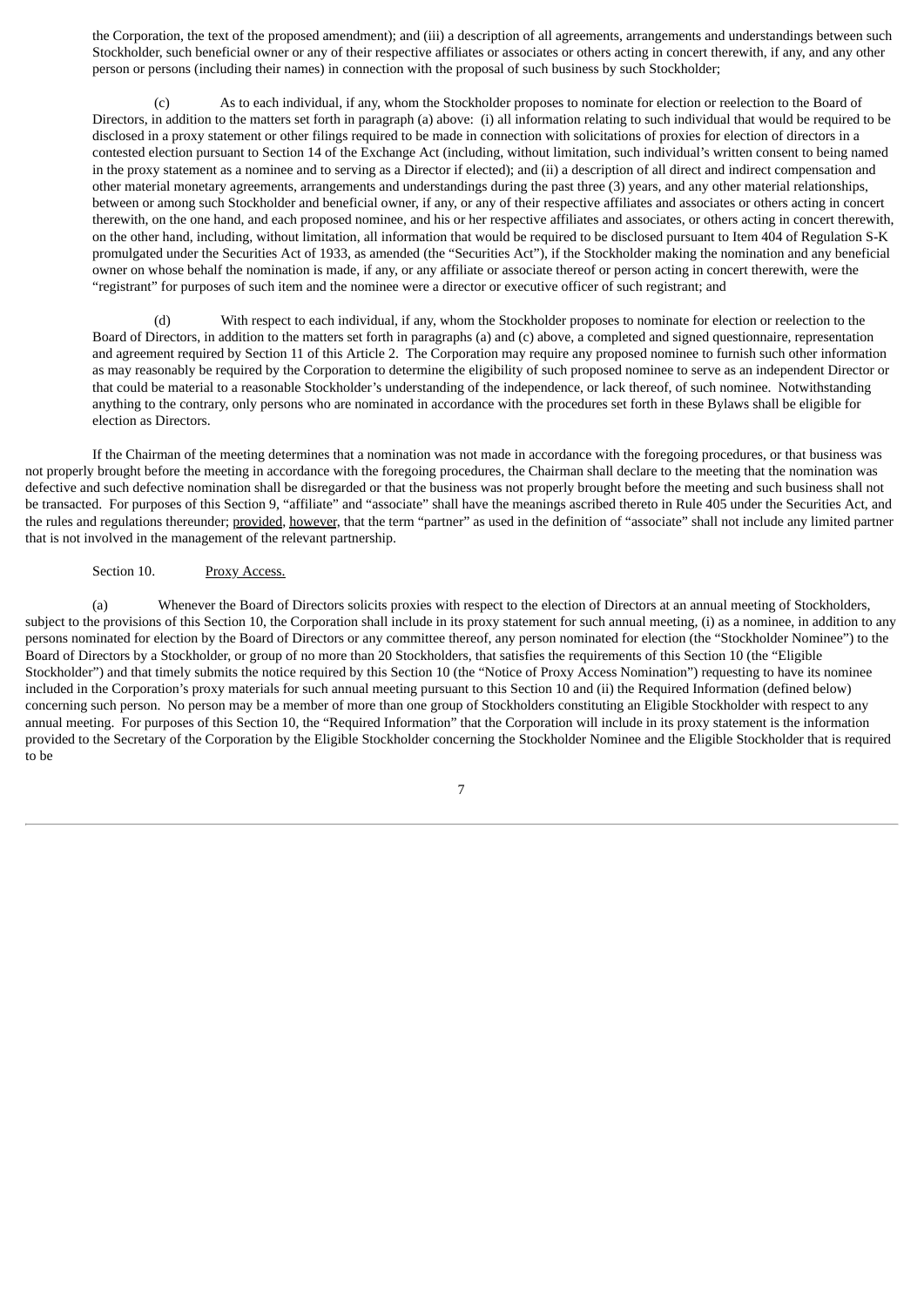the Corporation, the text of the proposed amendment); and (iii) a description of all agreements, arrangements and understandings between such Stockholder, such beneficial owner or any of their respective affiliates or associates or others acting in concert therewith, if any, and any other person or persons (including their names) in connection with the proposal of such business by such Stockholder;

(c) As to each individual, if any, whom the Stockholder proposes to nominate for election or reelection to the Board of Directors, in addition to the matters set forth in paragraph (a) above: (i) all information relating to such individual that would be required to be disclosed in a proxy statement or other filings required to be made in connection with solicitations of proxies for election of directors in a contested election pursuant to Section 14 of the Exchange Act (including, without limitation, such individual's written consent to being named in the proxy statement as a nominee and to serving as a Director if elected); and (ii) a description of all direct and indirect compensation and other material monetary agreements, arrangements and understandings during the past three (3) years, and any other material relationships, between or among such Stockholder and beneficial owner, if any, or any of their respective affiliates and associates or others acting in concert therewith, on the one hand, and each proposed nominee, and his or her respective affiliates and associates, or others acting in concert therewith, on the other hand, including, without limitation, all information that would be required to be disclosed pursuant to Item 404 of Regulation S-K promulgated under the Securities Act of 1933, as amended (the "Securities Act"), if the Stockholder making the nomination and any beneficial owner on whose behalf the nomination is made, if any, or any affiliate or associate thereof or person acting in concert therewith, were the "registrant" for purposes of such item and the nominee were a director or executive officer of such registrant; and

(d) With respect to each individual, if any, whom the Stockholder proposes to nominate for election or reelection to the Board of Directors, in addition to the matters set forth in paragraphs (a) and (c) above, a completed and signed questionnaire, representation and agreement required by Section 11 of this Article 2. The Corporation may require any proposed nominee to furnish such other information as may reasonably be required by the Corporation to determine the eligibility of such proposed nominee to serve as an independent Director or that could be material to a reasonable Stockholder's understanding of the independence, or lack thereof, of such nominee. Notwithstanding anything to the contrary, only persons who are nominated in accordance with the procedures set forth in these Bylaws shall be eligible for election as Directors.

If the Chairman of the meeting determines that a nomination was not made in accordance with the foregoing procedures, or that business was not properly brought before the meeting in accordance with the foregoing procedures, the Chairman shall declare to the meeting that the nomination was defective and such defective nomination shall be disregarded or that the business was not properly brought before the meeting and such business shall not be transacted. For purposes of this Section 9, "affiliate" and "associate" shall have the meanings ascribed thereto in Rule 405 under the Securities Act, and the rules and regulations thereunder; provided, however, that the term "partner" as used in the definition of "associate" shall not include any limited partner that is not involved in the management of the relevant partnership.

Section 10. Proxy Access.

(a) Whenever the Board of Directors solicits proxies with respect to the election of Directors at an annual meeting of Stockholders, subject to the provisions of this Section 10, the Corporation shall include in its proxy statement for such annual meeting, (i) as a nominee, in addition to any persons nominated for election by the Board of Directors or any committee thereof, any person nominated for election (the "Stockholder Nominee") to the Board of Directors by a Stockholder, or group of no more than 20 Stockholders, that satisfies the requirements of this Section 10 (the "Eligible Stockholder") and that timely submits the notice required by this Section 10 (the "Notice of Proxy Access Nomination") requesting to have its nominee included in the Corporation's proxy materials for such annual meeting pursuant to this Section 10 and (ii) the Required Information (defined below) concerning such person. No person may be a member of more than one group of Stockholders constituting an Eligible Stockholder with respect to any annual meeting. For purposes of this Section 10, the "Required Information" that the Corporation will include in its proxy statement is the information provided to the Secretary of the Corporation by the Eligible Stockholder concerning the Stockholder Nominee and the Eligible Stockholder that is required to be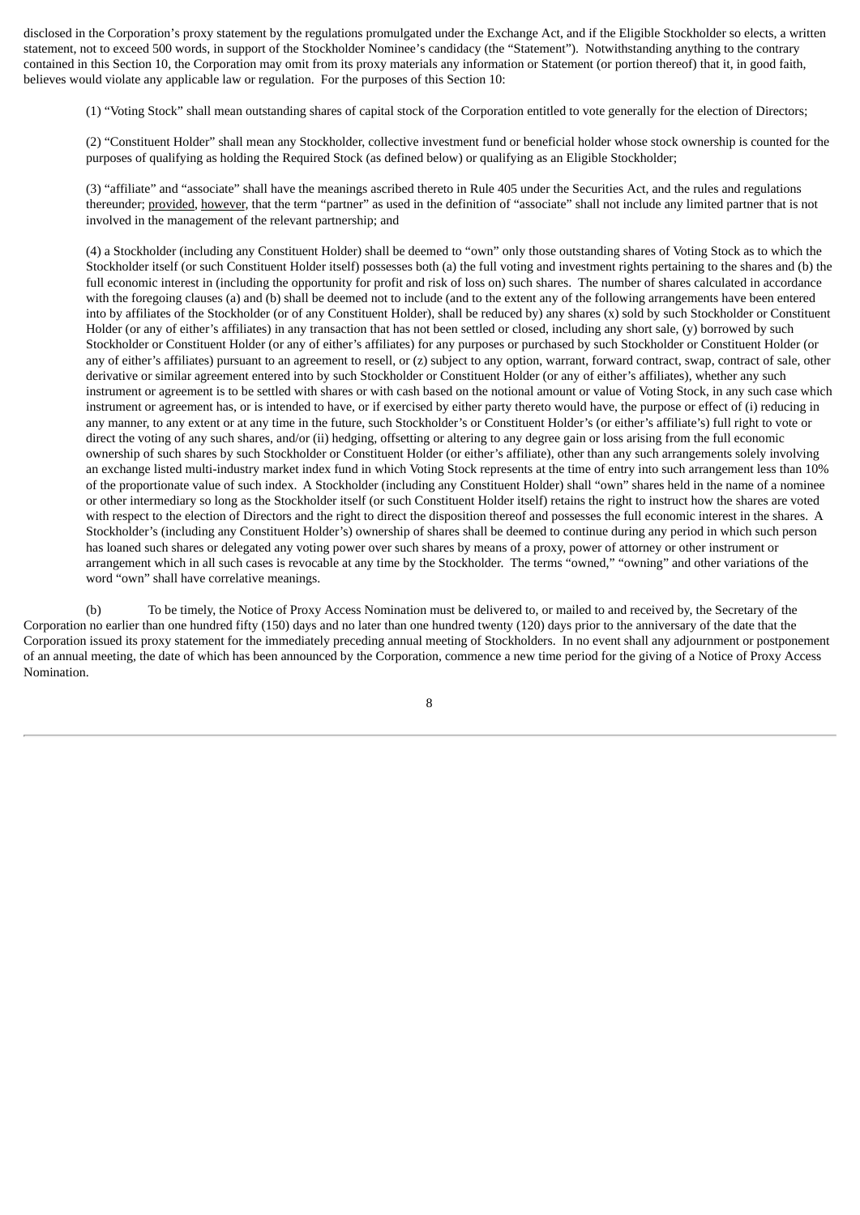disclosed in the Corporation's proxy statement by the regulations promulgated under the Exchange Act, and if the Eligible Stockholder so elects, a written statement, not to exceed 500 words, in support of the Stockholder Nominee's candidacy (the "Statement"). Notwithstanding anything to the contrary contained in this Section 10, the Corporation may omit from its proxy materials any information or Statement (or portion thereof) that it, in good faith, believes would violate any applicable law or regulation. For the purposes of this Section 10:

(1) "Voting Stock" shall mean outstanding shares of capital stock of the Corporation entitled to vote generally for the election of Directors;

(2) "Constituent Holder" shall mean any Stockholder, collective investment fund or beneficial holder whose stock ownership is counted for the purposes of qualifying as holding the Required Stock (as defined below) or qualifying as an Eligible Stockholder;

(3) "affiliate" and "associate" shall have the meanings ascribed thereto in Rule 405 under the Securities Act, and the rules and regulations thereunder; provided, however, that the term "partner" as used in the definition of "associate" shall not include any limited partner that is not involved in the management of the relevant partnership; and

(4) a Stockholder (including any Constituent Holder) shall be deemed to "own" only those outstanding shares of Voting Stock as to which the Stockholder itself (or such Constituent Holder itself) possesses both (a) the full voting and investment rights pertaining to the shares and (b) the full economic interest in (including the opportunity for profit and risk of loss on) such shares. The number of shares calculated in accordance with the foregoing clauses (a) and (b) shall be deemed not to include (and to the extent any of the following arrangements have been entered into by affiliates of the Stockholder (or of any Constituent Holder), shall be reduced by) any shares (x) sold by such Stockholder or Constituent Holder (or any of either's affiliates) in any transaction that has not been settled or closed, including any short sale, (y) borrowed by such Stockholder or Constituent Holder (or any of either's affiliates) for any purposes or purchased by such Stockholder or Constituent Holder (or any of either's affiliates) pursuant to an agreement to resell, or (z) subject to any option, warrant, forward contract, swap, contract of sale, other derivative or similar agreement entered into by such Stockholder or Constituent Holder (or any of either's affiliates), whether any such instrument or agreement is to be settled with shares or with cash based on the notional amount or value of Voting Stock, in any such case which instrument or agreement has, or is intended to have, or if exercised by either party thereto would have, the purpose or effect of (i) reducing in any manner, to any extent or at any time in the future, such Stockholder's or Constituent Holder's (or either's affiliate's) full right to vote or direct the voting of any such shares, and/or (ii) hedging, offsetting or altering to any degree gain or loss arising from the full economic ownership of such shares by such Stockholder or Constituent Holder (or either's affiliate), other than any such arrangements solely involving an exchange listed multi-industry market index fund in which Voting Stock represents at the time of entry into such arrangement less than 10% of the proportionate value of such index. A Stockholder (including any Constituent Holder) shall "own" shares held in the name of a nominee or other intermediary so long as the Stockholder itself (or such Constituent Holder itself) retains the right to instruct how the shares are voted with respect to the election of Directors and the right to direct the disposition thereof and possesses the full economic interest in the shares. A Stockholder's (including any Constituent Holder's) ownership of shares shall be deemed to continue during any period in which such person has loaned such shares or delegated any voting power over such shares by means of a proxy, power of attorney or other instrument or arrangement which in all such cases is revocable at any time by the Stockholder. The terms "owned," "owning" and other variations of the word "own" shall have correlative meanings.

(b) To be timely, the Notice of Proxy Access Nomination must be delivered to, or mailed to and received by, the Secretary of the Corporation no earlier than one hundred fifty (150) days and no later than one hundred twenty (120) days prior to the anniversary of the date that the Corporation issued its proxy statement for the immediately preceding annual meeting of Stockholders. In no event shall any adjournment or postponement of an annual meeting, the date of which has been announced by the Corporation, commence a new time period for the giving of a Notice of Proxy Access Nomination.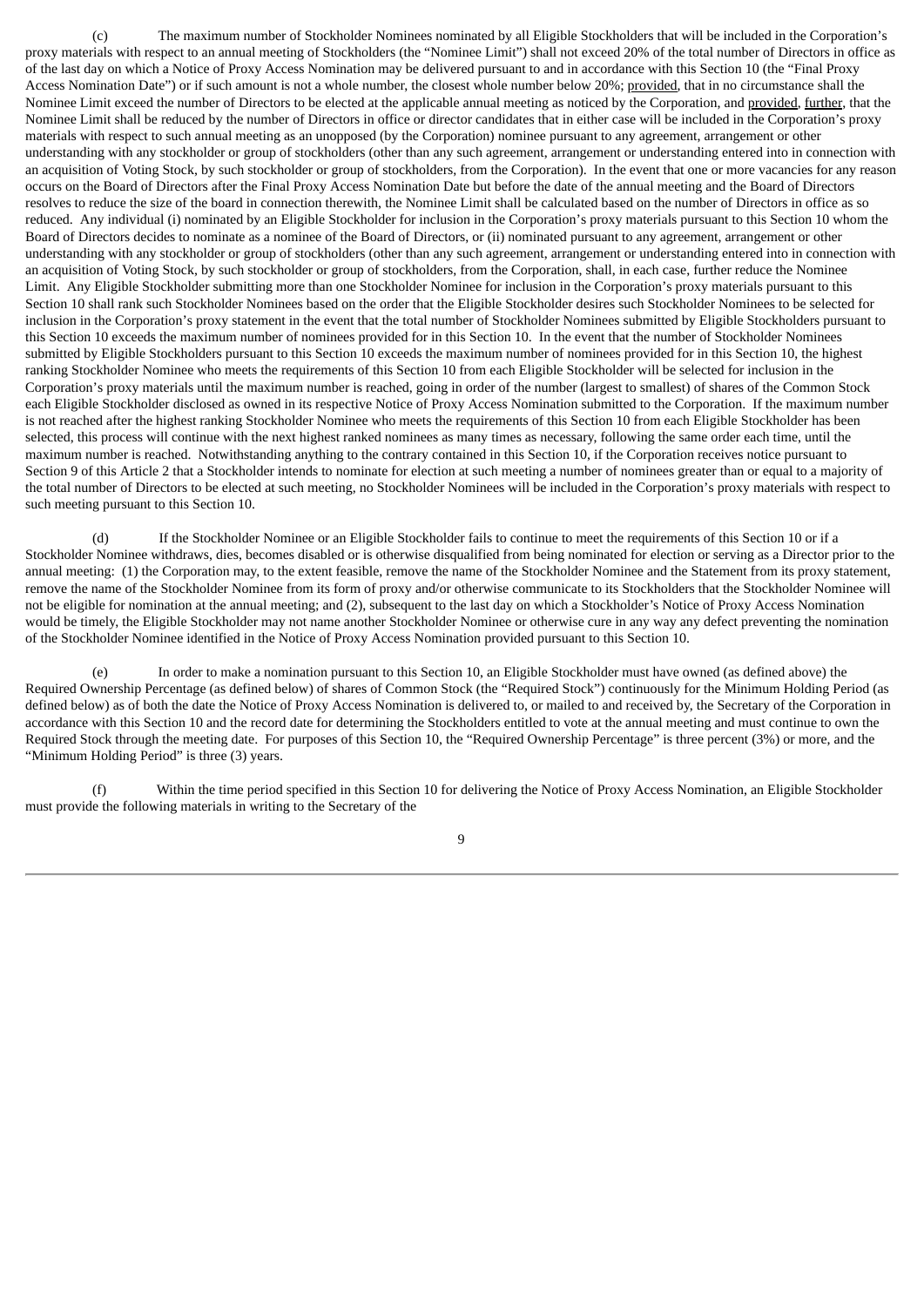(c) The maximum number of Stockholder Nominees nominated by all Eligible Stockholders that will be included in the Corporation's proxy materials with respect to an annual meeting of Stockholders (the "Nominee Limit") shall not exceed 20% of the total number of Directors in office as of the last day on which a Notice of Proxy Access Nomination may be delivered pursuant to and in accordance with this Section 10 (the "Final Proxy Access Nomination Date") or if such amount is not a whole number, the closest whole number below 20%; provided, that in no circumstance shall the Nominee Limit exceed the number of Directors to be elected at the applicable annual meeting as noticed by the Corporation, and provided, further, that the Nominee Limit shall be reduced by the number of Directors in office or director candidates that in either case will be included in the Corporation's proxy materials with respect to such annual meeting as an unopposed (by the Corporation) nominee pursuant to any agreement, arrangement or other understanding with any stockholder or group of stockholders (other than any such agreement, arrangement or understanding entered into in connection with an acquisition of Voting Stock, by such stockholder or group of stockholders, from the Corporation). In the event that one or more vacancies for any reason occurs on the Board of Directors after the Final Proxy Access Nomination Date but before the date of the annual meeting and the Board of Directors resolves to reduce the size of the board in connection therewith, the Nominee Limit shall be calculated based on the number of Directors in office as so reduced. Any individual (i) nominated by an Eligible Stockholder for inclusion in the Corporation's proxy materials pursuant to this Section 10 whom the Board of Directors decides to nominate as a nominee of the Board of Directors, or (ii) nominated pursuant to any agreement, arrangement or other understanding with any stockholder or group of stockholders (other than any such agreement, arrangement or understanding entered into in connection with an acquisition of Voting Stock, by such stockholder or group of stockholders, from the Corporation, shall, in each case, further reduce the Nominee Limit. Any Eligible Stockholder submitting more than one Stockholder Nominee for inclusion in the Corporation's proxy materials pursuant to this Section 10 shall rank such Stockholder Nominees based on the order that the Eligible Stockholder desires such Stockholder Nominees to be selected for inclusion in the Corporation's proxy statement in the event that the total number of Stockholder Nominees submitted by Eligible Stockholders pursuant to this Section 10 exceeds the maximum number of nominees provided for in this Section 10. In the event that the number of Stockholder Nominees submitted by Eligible Stockholders pursuant to this Section 10 exceeds the maximum number of nominees provided for in this Section 10, the highest ranking Stockholder Nominee who meets the requirements of this Section 10 from each Eligible Stockholder will be selected for inclusion in the Corporation's proxy materials until the maximum number is reached, going in order of the number (largest to smallest) of shares of the Common Stock each Eligible Stockholder disclosed as owned in its respective Notice of Proxy Access Nomination submitted to the Corporation. If the maximum number is not reached after the highest ranking Stockholder Nominee who meets the requirements of this Section 10 from each Eligible Stockholder has been selected, this process will continue with the next highest ranked nominees as many times as necessary, following the same order each time, until the maximum number is reached. Notwithstanding anything to the contrary contained in this Section 10, if the Corporation receives notice pursuant to Section 9 of this Article 2 that a Stockholder intends to nominate for election at such meeting a number of nominees greater than or equal to a majority of the total number of Directors to be elected at such meeting, no Stockholder Nominees will be included in the Corporation's proxy materials with respect to such meeting pursuant to this Section 10.

(d) If the Stockholder Nominee or an Eligible Stockholder fails to continue to meet the requirements of this Section 10 or if a Stockholder Nominee withdraws, dies, becomes disabled or is otherwise disqualified from being nominated for election or serving as a Director prior to the annual meeting: (1) the Corporation may, to the extent feasible, remove the name of the Stockholder Nominee and the Statement from its proxy statement, remove the name of the Stockholder Nominee from its form of proxy and/or otherwise communicate to its Stockholders that the Stockholder Nominee will not be eligible for nomination at the annual meeting; and (2), subsequent to the last day on which a Stockholder's Notice of Proxy Access Nomination would be timely, the Eligible Stockholder may not name another Stockholder Nominee or otherwise cure in any way any defect preventing the nomination of the Stockholder Nominee identified in the Notice of Proxy Access Nomination provided pursuant to this Section 10.

(e) In order to make a nomination pursuant to this Section 10, an Eligible Stockholder must have owned (as defined above) the Required Ownership Percentage (as defined below) of shares of Common Stock (the "Required Stock") continuously for the Minimum Holding Period (as defined below) as of both the date the Notice of Proxy Access Nomination is delivered to, or mailed to and received by, the Secretary of the Corporation in accordance with this Section 10 and the record date for determining the Stockholders entitled to vote at the annual meeting and must continue to own the Required Stock through the meeting date. For purposes of this Section 10, the "Required Ownership Percentage" is three percent (3%) or more, and the "Minimum Holding Period" is three (3) years.

(f) Within the time period specified in this Section 10 for delivering the Notice of Proxy Access Nomination, an Eligible Stockholder must provide the following materials in writing to the Secretary of the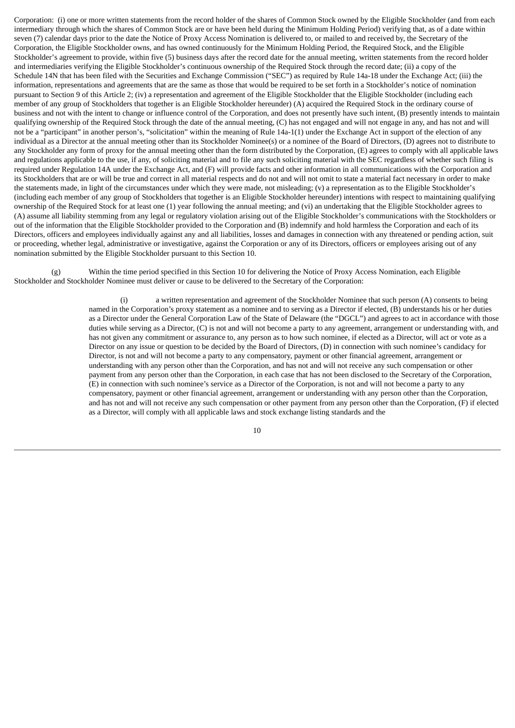Corporation: (i) one or more written statements from the record holder of the shares of Common Stock owned by the Eligible Stockholder (and from each intermediary through which the shares of Common Stock are or have been held during the Minimum Holding Period) verifying that, as of a date within seven (7) calendar days prior to the date the Notice of Proxy Access Nomination is delivered to, or mailed to and received by, the Secretary of the Corporation, the Eligible Stockholder owns, and has owned continuously for the Minimum Holding Period, the Required Stock, and the Eligible Stockholder's agreement to provide, within five (5) business days after the record date for the annual meeting, written statements from the record holder and intermediaries verifying the Eligible Stockholder's continuous ownership of the Required Stock through the record date; (ii) a copy of the Schedule 14N that has been filed with the Securities and Exchange Commission ("SEC") as required by Rule 14a-18 under the Exchange Act; (iii) the information, representations and agreements that are the same as those that would be required to be set forth in a Stockholder's notice of nomination pursuant to Section 9 of this Article 2; (iv) a representation and agreement of the Eligible Stockholder that the Eligible Stockholder (including each member of any group of Stockholders that together is an Eligible Stockholder hereunder) (A) acquired the Required Stock in the ordinary course of business and not with the intent to change or influence control of the Corporation, and does not presently have such intent, (B) presently intends to maintain qualifying ownership of the Required Stock through the date of the annual meeting, (C) has not engaged and will not engage in any, and has not and will not be a "participant" in another person's, "solicitation" within the meaning of Rule 14a-1(l) under the Exchange Act in support of the election of any individual as a Director at the annual meeting other than its Stockholder Nominee(s) or a nominee of the Board of Directors, (D) agrees not to distribute to any Stockholder any form of proxy for the annual meeting other than the form distributed by the Corporation, (E) agrees to comply with all applicable laws and regulations applicable to the use, if any, of soliciting material and to file any such soliciting material with the SEC regardless of whether such filing is required under Regulation 14A under the Exchange Act, and (F) will provide facts and other information in all communications with the Corporation and its Stockholders that are or will be true and correct in all material respects and do not and will not omit to state a material fact necessary in order to make the statements made, in light of the circumstances under which they were made, not misleading; (v) a representation as to the Eligible Stockholder's (including each member of any group of Stockholders that together is an Eligible Stockholder hereunder) intentions with respect to maintaining qualifying ownership of the Required Stock for at least one (1) year following the annual meeting; and (vi) an undertaking that the Eligible Stockholder agrees to (A) assume all liability stemming from any legal or regulatory violation arising out of the Eligible Stockholder's communications with the Stockholders or out of the information that the Eligible Stockholder provided to the Corporation and (B) indemnify and hold harmless the Corporation and each of its Directors, officers and employees individually against any and all liabilities, losses and damages in connection with any threatened or pending action, suit or proceeding, whether legal, administrative or investigative, against the Corporation or any of its Directors, officers or employees arising out of any nomination submitted by the Eligible Stockholder pursuant to this Section 10.

(g) Within the time period specified in this Section 10 for delivering the Notice of Proxy Access Nomination, each Eligible Stockholder and Stockholder Nominee must deliver or cause to be delivered to the Secretary of the Corporation:

(i) a written representation and agreement of the Stockholder Nominee that such person (A) consents to being named in the Corporation's proxy statement as a nominee and to serving as a Director if elected, (B) understands his or her duties as a Director under the General Corporation Law of the State of Delaware (the "DGCL") and agrees to act in accordance with those duties while serving as a Director, (C) is not and will not become a party to any agreement, arrangement or understanding with, and has not given any commitment or assurance to, any person as to how such nominee, if elected as a Director, will act or vote as a Director on any issue or question to be decided by the Board of Directors, (D) in connection with such nominee's candidacy for Director, is not and will not become a party to any compensatory, payment or other financial agreement, arrangement or understanding with any person other than the Corporation, and has not and will not receive any such compensation or other payment from any person other than the Corporation, in each case that has not been disclosed to the Secretary of the Corporation, (E) in connection with such nominee's service as a Director of the Corporation, is not and will not become a party to any compensatory, payment or other financial agreement, arrangement or understanding with any person other than the Corporation, and has not and will not receive any such compensation or other payment from any person other than the Corporation, (F) if elected as a Director, will comply with all applicable laws and stock exchange listing standards and the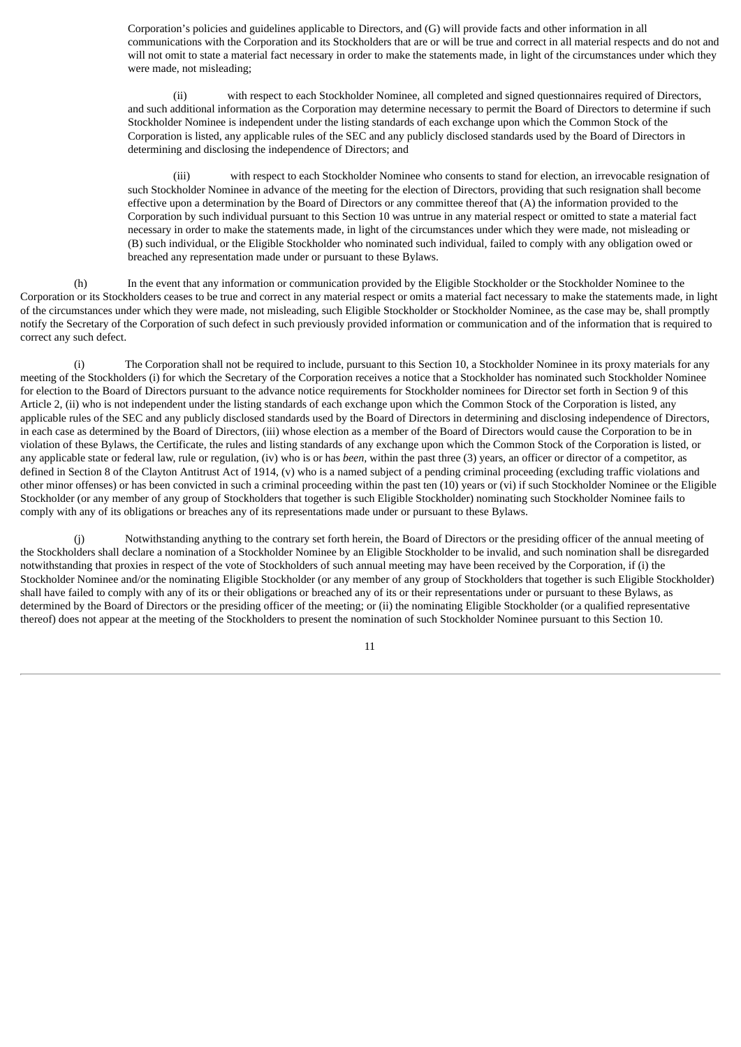Corporation's policies and guidelines applicable to Directors, and (G) will provide facts and other information in all communications with the Corporation and its Stockholders that are or will be true and correct in all material respects and do not and will not omit to state a material fact necessary in order to make the statements made, in light of the circumstances under which they were made, not misleading;

(ii) with respect to each Stockholder Nominee, all completed and signed questionnaires required of Directors, and such additional information as the Corporation may determine necessary to permit the Board of Directors to determine if such Stockholder Nominee is independent under the listing standards of each exchange upon which the Common Stock of the Corporation is listed, any applicable rules of the SEC and any publicly disclosed standards used by the Board of Directors in determining and disclosing the independence of Directors; and

(iii) with respect to each Stockholder Nominee who consents to stand for election, an irrevocable resignation of such Stockholder Nominee in advance of the meeting for the election of Directors, providing that such resignation shall become effective upon a determination by the Board of Directors or any committee thereof that (A) the information provided to the Corporation by such individual pursuant to this Section 10 was untrue in any material respect or omitted to state a material fact necessary in order to make the statements made, in light of the circumstances under which they were made, not misleading or (B) such individual, or the Eligible Stockholder who nominated such individual, failed to comply with any obligation owed or breached any representation made under or pursuant to these Bylaws.

(h) In the event that any information or communication provided by the Eligible Stockholder or the Stockholder Nominee to the Corporation or its Stockholders ceases to be true and correct in any material respect or omits a material fact necessary to make the statements made, in light of the circumstances under which they were made, not misleading, such Eligible Stockholder or Stockholder Nominee, as the case may be, shall promptly notify the Secretary of the Corporation of such defect in such previously provided information or communication and of the information that is required to correct any such defect.

(i) The Corporation shall not be required to include, pursuant to this Section 10, a Stockholder Nominee in its proxy materials for any meeting of the Stockholders (i) for which the Secretary of the Corporation receives a notice that a Stockholder has nominated such Stockholder Nominee for election to the Board of Directors pursuant to the advance notice requirements for Stockholder nominees for Director set forth in Section 9 of this Article 2, (ii) who is not independent under the listing standards of each exchange upon which the Common Stock of the Corporation is listed, any applicable rules of the SEC and any publicly disclosed standards used by the Board of Directors in determining and disclosing independence of Directors, in each case as determined by the Board of Directors, (iii) whose election as a member of the Board of Directors would cause the Corporation to be in violation of these Bylaws, the Certificate, the rules and listing standards of any exchange upon which the Common Stock of the Corporation is listed, or any applicable state or federal law, rule or regulation, (iv) who is or has *been,* within the past three (3) years, an officer or director of a competitor, as defined in Section 8 of the Clayton Antitrust Act of 1914, (v) who is a named subject of a pending criminal proceeding (excluding traffic violations and other minor offenses) or has been convicted in such a criminal proceeding within the past ten (10) years or (vi) if such Stockholder Nominee or the Eligible Stockholder (or any member of any group of Stockholders that together is such Eligible Stockholder) nominating such Stockholder Nominee fails to comply with any of its obligations or breaches any of its representations made under or pursuant to these Bylaws.

(j) Notwithstanding anything to the contrary set forth herein, the Board of Directors or the presiding officer of the annual meeting of the Stockholders shall declare a nomination of a Stockholder Nominee by an Eligible Stockholder to be invalid, and such nomination shall be disregarded notwithstanding that proxies in respect of the vote of Stockholders of such annual meeting may have been received by the Corporation, if (i) the Stockholder Nominee and/or the nominating Eligible Stockholder (or any member of any group of Stockholders that together is such Eligible Stockholder) shall have failed to comply with any of its or their obligations or breached any of its or their representations under or pursuant to these Bylaws, as determined by the Board of Directors or the presiding officer of the meeting; or (ii) the nominating Eligible Stockholder (or a qualified representative thereof) does not appear at the meeting of the Stockholders to present the nomination of such Stockholder Nominee pursuant to this Section 10.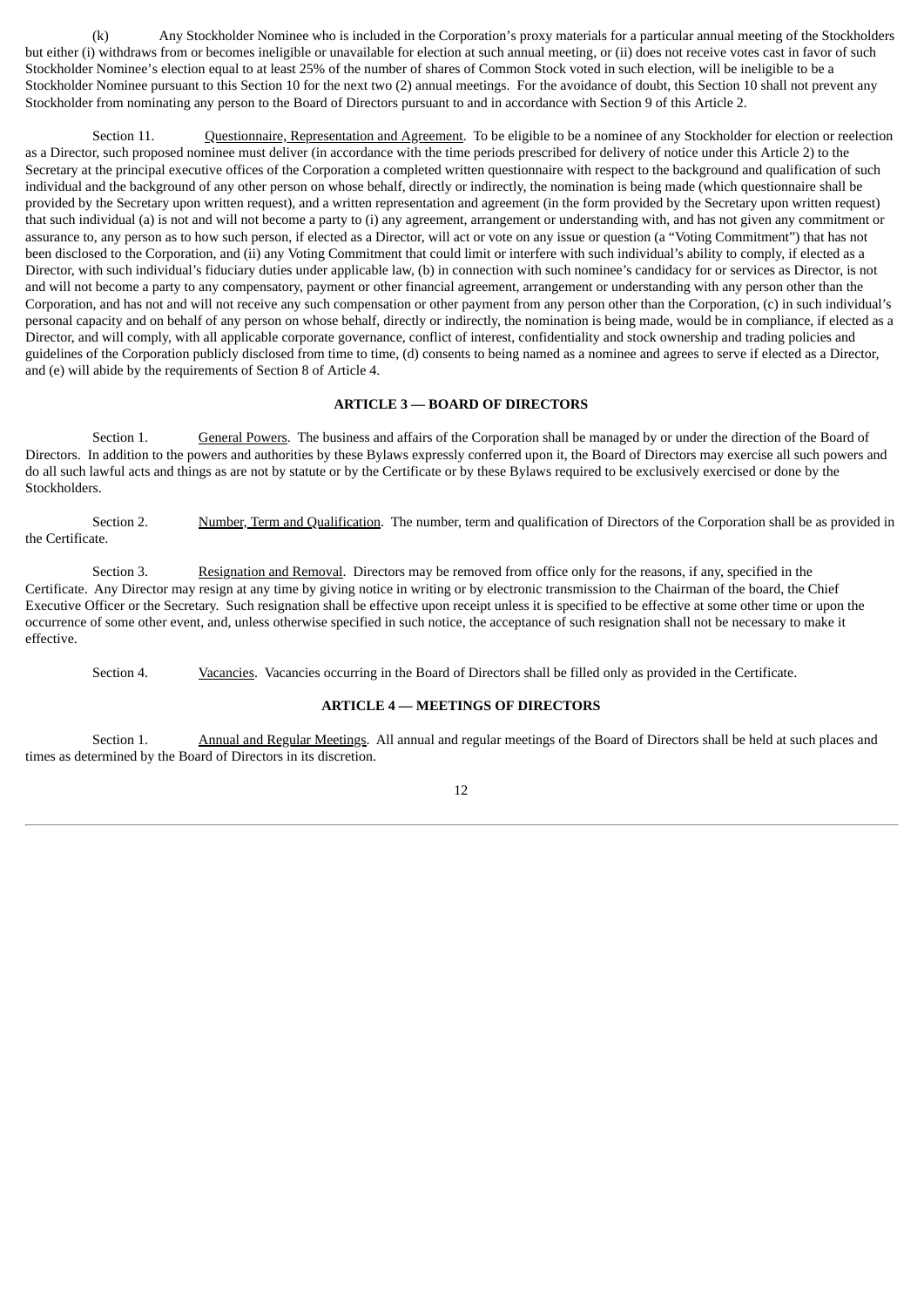(k) Any Stockholder Nominee who is included in the Corporation's proxy materials for a particular annual meeting of the Stockholders but either (i) withdraws from or becomes ineligible or unavailable for election at such annual meeting, or (ii) does not receive votes cast in favor of such Stockholder Nominee's election equal to at least 25% of the number of shares of Common Stock voted in such election, will be ineligible to be a Stockholder Nominee pursuant to this Section 10 for the next two (2) annual meetings. For the avoidance of doubt, this Section 10 shall not prevent any Stockholder from nominating any person to the Board of Directors pursuant to and in accordance with Section 9 of this Article 2.

Section 11. Questionnaire, Representation and Agreement. To be eligible to be a nominee of any Stockholder for election or reelection as a Director, such proposed nominee must deliver (in accordance with the time periods prescribed for delivery of notice under this Article 2) to the Secretary at the principal executive offices of the Corporation a completed written questionnaire with respect to the background and qualification of such individual and the background of any other person on whose behalf, directly or indirectly, the nomination is being made (which questionnaire shall be provided by the Secretary upon written request), and a written representation and agreement (in the form provided by the Secretary upon written request) that such individual (a) is not and will not become a party to (i) any agreement, arrangement or understanding with, and has not given any commitment or assurance to, any person as to how such person, if elected as a Director, will act or vote on any issue or question (a "Voting Commitment") that has not been disclosed to the Corporation, and (ii) any Voting Commitment that could limit or interfere with such individual's ability to comply, if elected as a Director, with such individual's fiduciary duties under applicable law, (b) in connection with such nominee's candidacy for or services as Director, is not and will not become a party to any compensatory, payment or other financial agreement, arrangement or understanding with any person other than the Corporation, and has not and will not receive any such compensation or other payment from any person other than the Corporation, (c) in such individual's personal capacity and on behalf of any person on whose behalf, directly or indirectly, the nomination is being made, would be in compliance, if elected as a Director, and will comply, with all applicable corporate governance, conflict of interest, confidentiality and stock ownership and trading policies and guidelines of the Corporation publicly disclosed from time to time, (d) consents to being named as a nominee and agrees to serve if elected as a Director, and (e) will abide by the requirements of Section 8 of Article 4.

## ARTICLE 3 — BOARD OF DIRECTORS

Section 1. General Powers. The business and affairs of the Corporation shall be managed by or under the direction of the Board of Directors. In addition to the powers and authorities by these Bylaws expressly conferred upon it, the Board of Directors may exercise all such powers and do all such lawful acts and things as are not by statute or by the Certificate or by these Bylaws required to be exclusively exercised or done by the Stockholders.

Section 2. Number, Term and Qualification. The number, term and qualification of Directors of the Corporation shall be as provided in the Certificate.

Section 3. Resignation and Removal. Directors may be removed from office only for the reasons, if any, specified in the Certificate. Any Director may resign at any time by giving notice in writing or by electronic transmission to the Chairman of the board, the Chief Executive Officer or the Secretary. Such resignation shall be effective upon receipt unless it is specified to be effective at some other time or upon the occurrence of some other event, and, unless otherwise specified in such notice, the acceptance of such resignation shall not be necessary to make it effective.

Section 4. Vacancies. Vacancies occurring in the Board of Directors shall be filled only as provided in the Certificate.

## ARTICLE 4 — MEETINGS OF DIRECTORS

Section 1. Annual and Regular Meetings. All annual and regular meetings of the Board of Directors shall be held at such places and times as determined by the Board of Directors in its discretion.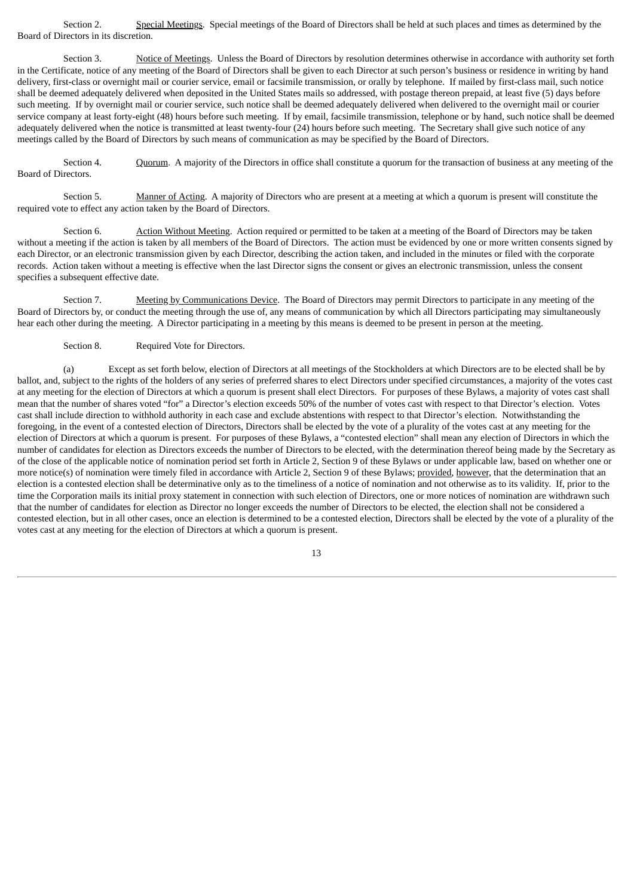Section 2. Special Meetings. Special meetings of the Board of Directors shall be held at such places and times as determined by the Board of Directors in its discretion.

Section 3. Notice of Meetings. Unless the Board of Directors by resolution determines otherwise in accordance with authority set forth in the Certificate, notice of any meeting of the Board of Directors shall be given to each Director at such person's business or residence in writing by hand delivery, first-class or overnight mail or courier service, email or facsimile transmission, or orally by telephone. If mailed by first-class mail, such notice shall be deemed adequately delivered when deposited in the United States mails so addressed, with postage thereon prepaid, at least five (5) days before such meeting. If by overnight mail or courier service, such notice shall be deemed adequately delivered when delivered to the overnight mail or courier service company at least forty-eight (48) hours before such meeting. If by email, facsimile transmission, telephone or by hand, such notice shall be deemed adequately delivered when the notice is transmitted at least twenty-four (24) hours before such meeting. The Secretary shall give such notice of any meetings called by the Board of Directors by such means of communication as may be specified by the Board of Directors.

Section 4. Quorum. A majority of the Directors in office shall constitute a quorum for the transaction of business at any meeting of the Board of Directors.

Section 5. Manner of Acting. A majority of Directors who are present at a meeting at which a quorum is present will constitute the required vote to effect any action taken by the Board of Directors.

Section 6. Action Without Meeting. Action required or permitted to be taken at a meeting of the Board of Directors may be taken without a meeting if the action is taken by all members of the Board of Directors. The action must be evidenced by one or more written consents signed by each Director, or an electronic transmission given by each Director, describing the action taken, and included in the minutes or filed with the corporate records. Action taken without a meeting is effective when the last Director signs the consent or gives an electronic transmission, unless the consent specifies a subsequent effective date.

Section 7. Meeting by Communications Device. The Board of Directors may permit Directors to participate in any meeting of the Board of Directors by, or conduct the meeting through the use of, any means of communication by which all Directors participating may simultaneously hear each other during the meeting. A Director participating in a meeting by this means is deemed to be present in person at the meeting.

Section 8. Required Vote for Directors.

(a) Except as set forth below, election of Directors at all meetings of the Stockholders at which Directors are to be elected shall be by ballot, and, subject to the rights of the holders of any series of preferred shares to elect Directors under specified circumstances, a majority of the votes cast at any meeting for the election of Directors at which a quorum is present shall elect Directors. For purposes of these Bylaws, a majority of votes cast shall mean that the number of shares voted "for" a Director's election exceeds 50% of the number of votes cast with respect to that Director's election. Votes cast shall include direction to withhold authority in each case and exclude abstentions with respect to that Director's election. Notwithstanding the foregoing, in the event of a contested election of Directors, Directors shall be elected by the vote of a plurality of the votes cast at any meeting for the election of Directors at which a quorum is present. For purposes of these Bylaws, a "contested election" shall mean any election of Directors in which the number of candidates for election as Directors exceeds the number of Directors to be elected, with the determination thereof being made by the Secretary as of the close of the applicable notice of nomination period set forth in Article 2, Section 9 of these Bylaws or under applicable law, based on whether one or more notice(s) of nomination were timely filed in accordance with Article 2, Section 9 of these Bylaws; provided, however, that the determination that an election is a contested election shall be determinative only as to the timeliness of a notice of nomination and not otherwise as to its validity. If, prior to the time the Corporation mails its initial proxy statement in connection with such election of Directors, one or more notices of nomination are withdrawn such that the number of candidates for election as Director no longer exceeds the number of Directors to be elected, the election shall not be considered a contested election, but in all other cases, once an election is determined to be a contested election, Directors shall be elected by the vote of a plurality of the votes cast at any meeting for the election of Directors at which a quorum is present.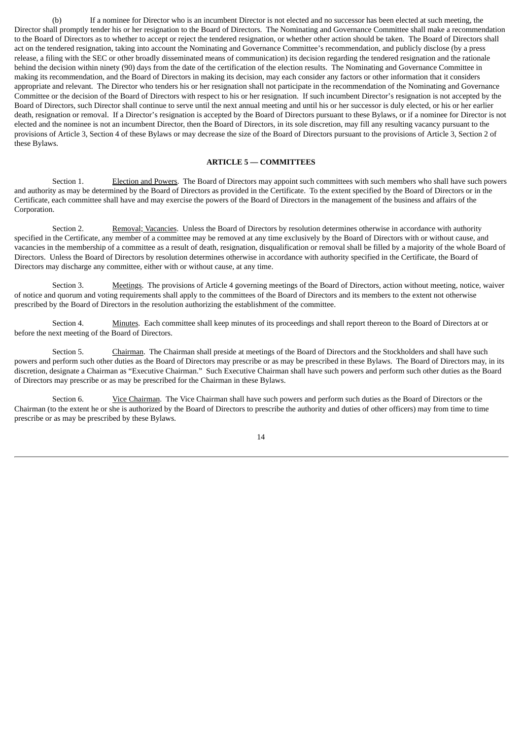(b) If a nominee for Director who is an incumbent Director is not elected and no successor has been elected at such meeting, the Director shall promptly tender his or her resignation to the Board of Directors. The Nominating and Governance Committee shall make a recommendation to the Board of Directors as to whether to accept or reject the tendered resignation, or whether other action should be taken. The Board of Directors shall act on the tendered resignation, taking into account the Nominating and Governance Committee's recommendation, and publicly disclose (by a press release, a filing with the SEC or other broadly disseminated means of communication) its decision regarding the tendered resignation and the rationale behind the decision within ninety (90) days from the date of the certification of the election results. The Nominating and Governance Committee in making its recommendation, and the Board of Directors in making its decision, may each consider any factors or other information that it considers appropriate and relevant. The Director who tenders his or her resignation shall not participate in the recommendation of the Nominating and Governance Committee or the decision of the Board of Directors with respect to his or her resignation. If such incumbent Director's resignation is not accepted by the Board of Directors, such Director shall continue to serve until the next annual meeting and until his or her successor is duly elected, or his or her earlier death, resignation or removal. If a Director's resignation is accepted by the Board of Directors pursuant to these Bylaws, or if a nominee for Director is not elected and the nominee is not an incumbent Director, then the Board of Directors, in its sole discretion, may fill any resulting vacancy pursuant to the provisions of Article 3, Section 4 of these Bylaws or may decrease the size of the Board of Directors pursuant to the provisions of Article 3, Section 2 of these Bylaws.

## ARTICLE 5 — COMMITTEES

Section 1. Election and Powers. The Board of Directors may appoint such committees with such members who shall have such powers and authority as may be determined by the Board of Directors as provided in the Certificate. To the extent specified by the Board of Directors or in the Certificate, each committee shall have and may exercise the powers of the Board of Directors in the management of the business and affairs of the Corporation.

Section 2. Removal; Vacancies. Unless the Board of Directors by resolution determines otherwise in accordance with authority specified in the Certificate, any member of a committee may be removed at any time exclusively by the Board of Directors with or without cause, and vacancies in the membership of a committee as a result of death, resignation, disqualification or removal shall be filled by a majority of the whole Board of Directors. Unless the Board of Directors by resolution determines otherwise in accordance with authority specified in the Certificate, the Board of Directors may discharge any committee, either with or without cause, at any time.

Section 3. Meetings. The provisions of Article 4 governing meetings of the Board of Directors, action without meeting, notice, waiver of notice and quorum and voting requirements shall apply to the committees of the Board of Directors and its members to the extent not otherwise prescribed by the Board of Directors in the resolution authorizing the establishment of the committee.

Section 4. Minutes. Each committee shall keep minutes of its proceedings and shall report thereon to the Board of Directors at or before the next meeting of the Board of Directors.

Section 5. Chairman. The Chairman shall preside at meetings of the Board of Directors and the Stockholders and shall have such powers and perform such other duties as the Board of Directors may prescribe or as may be prescribed in these Bylaws. The Board of Directors may, in its discretion, designate a Chairman as "Executive Chairman." Such Executive Chairman shall have such powers and perform such other duties as the Board of Directors may prescribe or as may be prescribed for the Chairman in these Bylaws.

Section 6. Vice Chairman. The Vice Chairman shall have such powers and perform such duties as the Board of Directors or the Chairman (to the extent he or she is authorized by the Board of Directors to prescribe the authority and duties of other officers) may from time to time prescribe or as may be prescribed by these Bylaws.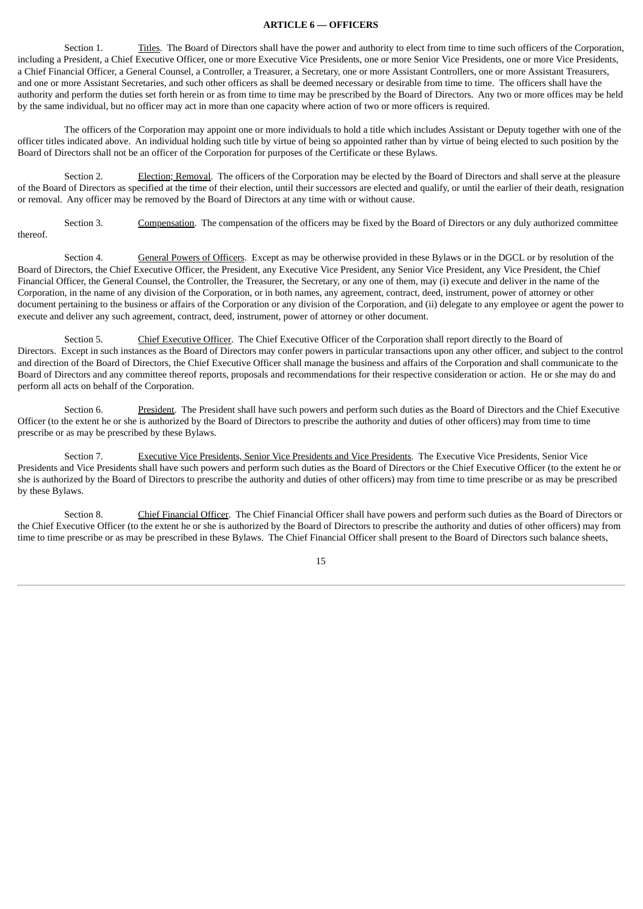## ARTICLE 6 — OFFICERS

Section 1. Titles. The Board of Directors shall have the power and authority to elect from time to time such officers of the Corporation, including a President, a Chief Executive Officer, one or more Executive Vice Presidents, one or more Senior Vice Presidents, one or more Vice Presidents, a Chief Financial Officer, a General Counsel, a Controller, a Treasurer, a Secretary, one or more Assistant Controllers, one or more Assistant Treasurers, and one or more Assistant Secretaries, and such other officers as shall be deemed necessary or desirable from time to time. The officers shall have the authority and perform the duties set forth herein or as from time to time may be prescribed by the Board of Directors. Any two or more offices may be held by the same individual, but no officer may act in more than one capacity where action of two or more officers is required.

The officers of the Corporation may appoint one or more individuals to hold a title which includes Assistant or Deputy together with one of the officer titles indicated above. An individual holding such title by virtue of being so appointed rather than by virtue of being elected to such position by the Board of Directors shall not be an officer of the Corporation for purposes of the Certificate or these Bylaws.

Section 2. Election; Removal. The officers of the Corporation may be elected by the Board of Directors and shall serve at the pleasure of the Board of Directors as specified at the time of their election, until their successors are elected and qualify, or until the earlier of their death, resignation or removal. Any officer may be removed by the Board of Directors at any time with or without cause.

Section 3. Compensation. The compensation of the officers may be fixed by the Board of Directors or any duly authorized committee thereof.

Section 4. General Powers of Officers. Except as may be otherwise provided in these Bylaws or in the DGCL or by resolution of the Board of Directors, the Chief Executive Officer, the President, any Executive Vice President, any Senior Vice President, any Vice President, the Chief Financial Officer, the General Counsel, the Controller, the Treasurer, the Secretary, or any one of them, may (i) execute and deliver in the name of the Corporation, in the name of any division of the Corporation, or in both names, any agreement, contract, deed, instrument, power of attorney or other document pertaining to the business or affairs of the Corporation or any division of the Corporation, and (ii) delegate to any employee or agent the power to execute and deliver any such agreement, contract, deed, instrument, power of attorney or other document.

Section 5. Chief Executive Officer. The Chief Executive Officer of the Corporation shall report directly to the Board of Directors. Except in such instances as the Board of Directors may confer powers in particular transactions upon any other officer, and subject to the control and direction of the Board of Directors, the Chief Executive Officer shall manage the business and affairs of the Corporation and shall communicate to the Board of Directors and any committee thereof reports, proposals and recommendations for their respective consideration or action. He or she may do and perform all acts on behalf of the Corporation.

Section 6. President. The President shall have such powers and perform such duties as the Board of Directors and the Chief Executive Officer (to the extent he or she is authorized by the Board of Directors to prescribe the authority and duties of other officers) may from time to time prescribe or as may be prescribed by these Bylaws.

Section 7. Executive Vice Presidents, Senior Vice Presidents and Vice Presidents. The Executive Vice Presidents, Senior Vice Presidents and Vice Presidents shall have such powers and perform such duties as the Board of Directors or the Chief Executive Officer (to the extent he or she is authorized by the Board of Directors to prescribe the authority and duties of other officers) may from time to time prescribe or as may be prescribed by these Bylaws.

Section 8. Chief Financial Officer. The Chief Financial Officer shall have powers and perform such duties as the Board of Directors or the Chief Executive Officer (to the extent he or she is authorized by the Board of Directors to prescribe the authority and duties of other officers) may from time to time prescribe or as may be prescribed in these Bylaws. The Chief Financial Officer shall present to the Board of Directors such balance sheets,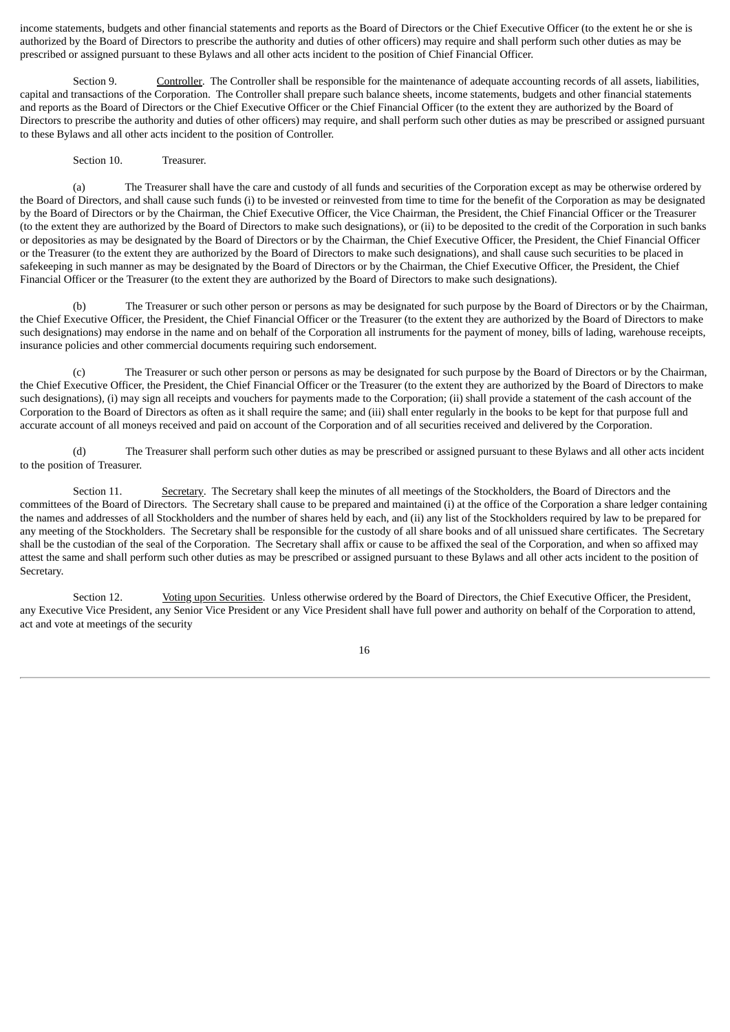income statements, budgets and other financial statements and reports as the Board of Directors or the Chief Executive Officer (to the extent he or she is authorized by the Board of Directors to prescribe the authority and duties of other officers) may require and shall perform such other duties as may be prescribed or assigned pursuant to these Bylaws and all other acts incident to the position of Chief Financial Officer.

Section 9. Controller. The Controller shall be responsible for the maintenance of adequate accounting records of all assets, liabilities, capital and transactions of the Corporation. The Controller shall prepare such balance sheets, income statements, budgets and other financial statements and reports as the Board of Directors or the Chief Executive Officer or the Chief Financial Officer (to the extent they are authorized by the Board of Directors to prescribe the authority and duties of other officers) may require, and shall perform such other duties as may be prescribed or assigned pursuant to these Bylaws and all other acts incident to the position of Controller.

Section 10. Treasurer.

(a) The Treasurer shall have the care and custody of all funds and securities of the Corporation except as may be otherwise ordered by the Board of Directors, and shall cause such funds (i) to be invested or reinvested from time to time for the benefit of the Corporation as may be designated by the Board of Directors or by the Chairman, the Chief Executive Officer, the Vice Chairman, the President, the Chief Financial Officer or the Treasurer (to the extent they are authorized by the Board of Directors to make such designations), or (ii) to be deposited to the credit of the Corporation in such banks or depositories as may be designated by the Board of Directors or by the Chairman, the Chief Executive Officer, the President, the Chief Financial Officer or the Treasurer (to the extent they are authorized by the Board of Directors to make such designations), and shall cause such securities to be placed in safekeeping in such manner as may be designated by the Board of Directors or by the Chairman, the Chief Executive Officer, the President, the Chief Financial Officer or the Treasurer (to the extent they are authorized by the Board of Directors to make such designations).

(b) The Treasurer or such other person or persons as may be designated for such purpose by the Board of Directors or by the Chairman, the Chief Executive Officer, the President, the Chief Financial Officer or the Treasurer (to the extent they are authorized by the Board of Directors to make such designations) may endorse in the name and on behalf of the Corporation all instruments for the payment of money, bills of lading, warehouse receipts, insurance policies and other commercial documents requiring such endorsement.

(c) The Treasurer or such other person or persons as may be designated for such purpose by the Board of Directors or by the Chairman, the Chief Executive Officer, the President, the Chief Financial Officer or the Treasurer (to the extent they are authorized by the Board of Directors to make such designations), (i) may sign all receipts and vouchers for payments made to the Corporation; (ii) shall provide a statement of the cash account of the Corporation to the Board of Directors as often as it shall require the same; and (iii) shall enter regularly in the books to be kept for that purpose full and accurate account of all moneys received and paid on account of the Corporation and of all securities received and delivered by the Corporation.

(d) The Treasurer shall perform such other duties as may be prescribed or assigned pursuant to these Bylaws and all other acts incident to the position of Treasurer.

Section 11. Secretary. The Secretary shall keep the minutes of all meetings of the Stockholders, the Board of Directors and the committees of the Board of Directors. The Secretary shall cause to be prepared and maintained (i) at the office of the Corporation a share ledger containing the names and addresses of all Stockholders and the number of shares held by each, and (ii) any list of the Stockholders required by law to be prepared for any meeting of the Stockholders. The Secretary shall be responsible for the custody of all share books and of all unissued share certificates. The Secretary shall be the custodian of the seal of the Corporation. The Secretary shall affix or cause to be affixed the seal of the Corporation, and when so affixed may attest the same and shall perform such other duties as may be prescribed or assigned pursuant to these Bylaws and all other acts incident to the position of Secretary.

Section 12. Voting upon Securities. Unless otherwise ordered by the Board of Directors, the Chief Executive Officer, the President, any Executive Vice President, any Senior Vice President or any Vice President shall have full power and authority on behalf of the Corporation to attend, act and vote at meetings of the security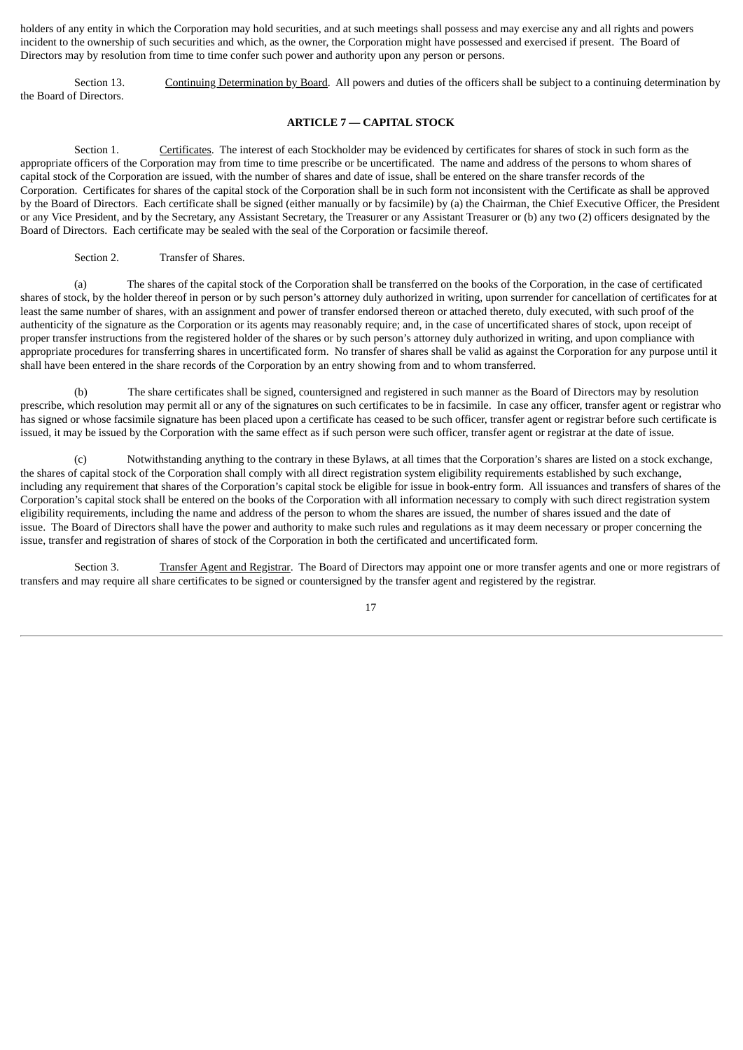holders of any entity in which the Corporation may hold securities, and at such meetings shall possess and may exercise any and all rights and powers incident to the ownership of such securities and which, as the owner, the Corporation might have possessed and exercised if present. The Board of Directors may by resolution from time to time confer such power and authority upon any person or persons.

Section 13. Continuing Determination by Board. All powers and duties of the officers shall be subject to a continuing determination by the Board of Directors.

### ARTICLE 7 — CAPITAL STOCK

Section 1. Certificates. The interest of each Stockholder may be evidenced by certificates for shares of stock in such form as the appropriate officers of the Corporation may from time to time prescribe or be uncertificated. The name and address of the persons to whom shares of capital stock of the Corporation are issued, with the number of shares and date of issue, shall be entered on the share transfer records of the Corporation. Certificates for shares of the capital stock of the Corporation shall be in such form not inconsistent with the Certificate as shall be approved by the Board of Directors. Each certificate shall be signed (either manually or by facsimile) by (a) the Chairman, the Chief Executive Officer, the President or any Vice President, and by the Secretary, any Assistant Secretary, the Treasurer or any Assistant Treasurer or (b) any two (2) officers designated by the Board of Directors. Each certificate may be sealed with the seal of the Corporation or facsimile thereof.

Section 2. Transfer of Shares.

(a) The shares of the capital stock of the Corporation shall be transferred on the books of the Corporation, in the case of certificated shares of stock, by the holder thereof in person or by such person's attorney duly authorized in writing, upon surrender for cancellation of certificates for at least the same number of shares, with an assignment and power of transfer endorsed thereon or attached thereto, duly executed, with such proof of the authenticity of the signature as the Corporation or its agents may reasonably require; and, in the case of uncertificated shares of stock, upon receipt of proper transfer instructions from the registered holder of the shares or by such person's attorney duly authorized in writing, and upon compliance with appropriate procedures for transferring shares in uncertificated form. No transfer of shares shall be valid as against the Corporation for any purpose until it shall have been entered in the share records of the Corporation by an entry showing from and to whom transferred.

(b) The share certificates shall be signed, countersigned and registered in such manner as the Board of Directors may by resolution prescribe, which resolution may permit all or any of the signatures on such certificates to be in facsimile. In case any officer, transfer agent or registrar who has signed or whose facsimile signature has been placed upon a certificate has ceased to be such officer, transfer agent or registrar before such certificate is issued, it may be issued by the Corporation with the same effect as if such person were such officer, transfer agent or registrar at the date of issue.

(c) Notwithstanding anything to the contrary in these Bylaws, at all times that the Corporation's shares are listed on a stock exchange, the shares of capital stock of the Corporation shall comply with all direct registration system eligibility requirements established by such exchange, including any requirement that shares of the Corporation's capital stock be eligible for issue in book-entry form. All issuances and transfers of shares of the Corporation's capital stock shall be entered on the books of the Corporation with all information necessary to comply with such direct registration system eligibility requirements, including the name and address of the person to whom the shares are issued, the number of shares issued and the date of issue. The Board of Directors shall have the power and authority to make such rules and regulations as it may deem necessary or proper concerning the issue, transfer and registration of shares of stock of the Corporation in both the certificated and uncertificated form.

Section 3. Transfer Agent and Registrar. The Board of Directors may appoint one or more transfer agents and one or more registrars of transfers and may require all share certificates to be signed or countersigned by the transfer agent and registered by the registrar.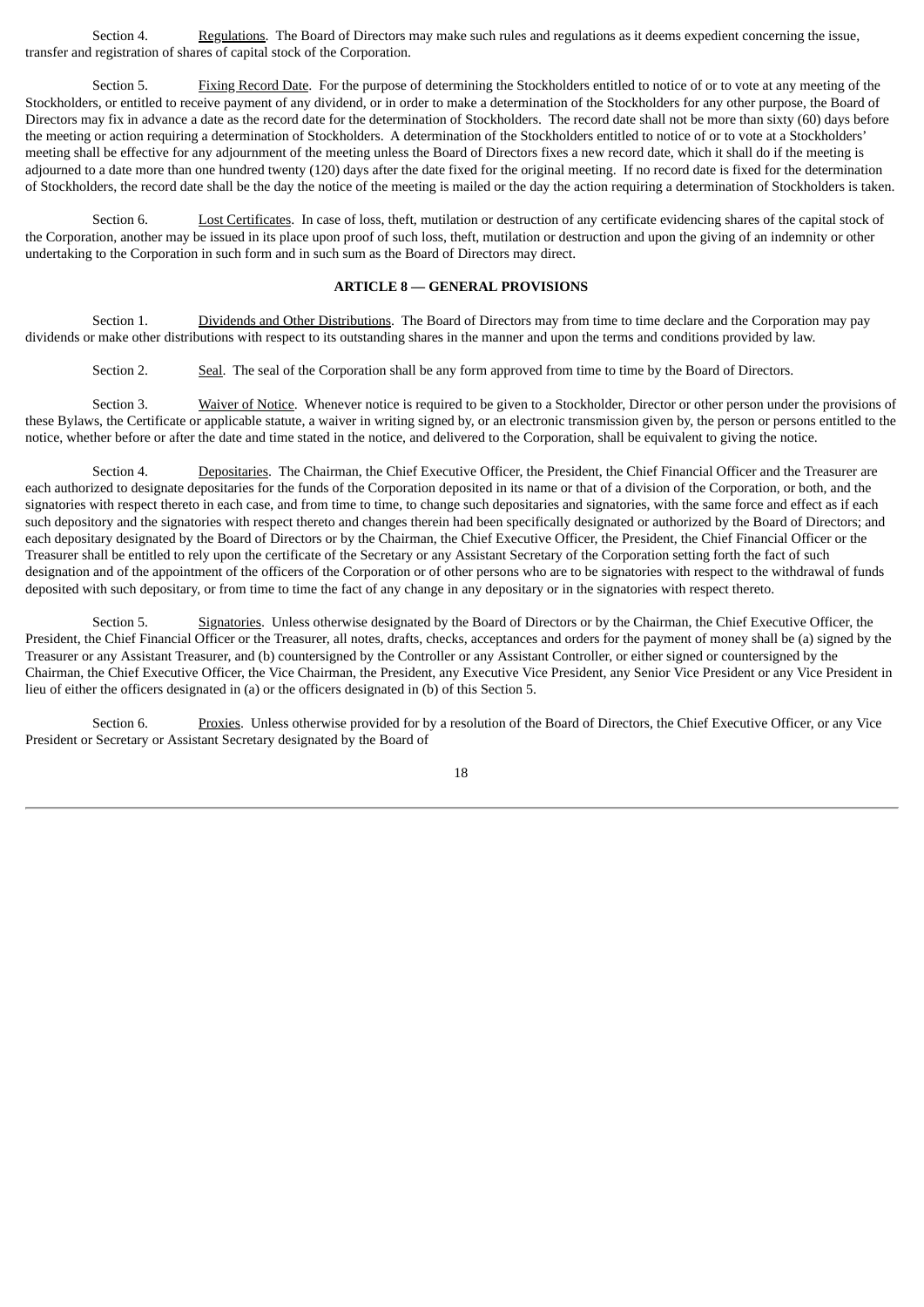Section 4. Regulations. The Board of Directors may make such rules and regulations as it deems expedient concerning the issue, transfer and registration of shares of capital stock of the Corporation.

Section 5. Fixing Record Date. For the purpose of determining the Stockholders entitled to notice of or to vote at any meeting of the Stockholders, or entitled to receive payment of any dividend, or in order to make a determination of the Stockholders for any other purpose, the Board of Directors may fix in advance a date as the record date for the determination of Stockholders. The record date shall not be more than sixty (60) days before the meeting or action requiring a determination of Stockholders. A determination of the Stockholders entitled to notice of or to vote at a Stockholders' meeting shall be effective for any adjournment of the meeting unless the Board of Directors fixes a new record date, which it shall do if the meeting is adjourned to a date more than one hundred twenty (120) days after the date fixed for the original meeting. If no record date is fixed for the determination of Stockholders, the record date shall be the day the notice of the meeting is mailed or the day the action requiring a determination of Stockholders is taken.

Section 6. Lost Certificates. In case of loss, theft, mutilation or destruction of any certificate evidencing shares of the capital stock of the Corporation, another may be issued in its place upon proof of such loss, theft, mutilation or destruction and upon the giving of an indemnity or other undertaking to the Corporation in such form and in such sum as the Board of Directors may direct.

## ARTICLE 8 — GENERAL PROVISIONS

Section 1. Dividends and Other Distributions. The Board of Directors may from time to time declare and the Corporation may pay dividends or make other distributions with respect to its outstanding shares in the manner and upon the terms and conditions provided by law.

Section 2. Seal. The seal of the Corporation shall be any form approved from time to time by the Board of Directors.

Section 3. Waiver of Notice. Whenever notice is required to be given to a Stockholder, Director or other person under the provisions of these Bylaws, the Certificate or applicable statute, a waiver in writing signed by, or an electronic transmission given by, the person or persons entitled to the notice, whether before or after the date and time stated in the notice, and delivered to the Corporation, shall be equivalent to giving the notice.

Section 4. Depositaries. The Chairman, the Chief Executive Officer, the President, the Chief Financial Officer and the Treasurer are each authorized to designate depositaries for the funds of the Corporation deposited in its name or that of a division of the Corporation, or both, and the signatories with respect thereto in each case, and from time to time, to change such depositaries and signatories, with the same force and effect as if each such depository and the signatories with respect thereto and changes therein had been specifically designated or authorized by the Board of Directors; and each depositary designated by the Board of Directors or by the Chairman, the Chief Executive Officer, the President, the Chief Financial Officer or the Treasurer shall be entitled to rely upon the certificate of the Secretary or any Assistant Secretary of the Corporation setting forth the fact of such designation and of the appointment of the officers of the Corporation or of other persons who are to be signatories with respect to the withdrawal of funds deposited with such depositary, or from time to time the fact of any change in any depositary or in the signatories with respect thereto.

Section 5. Signatories. Unless otherwise designated by the Board of Directors or by the Chairman, the Chief Executive Officer, the President, the Chief Financial Officer or the Treasurer, all notes, drafts, checks, acceptances and orders for the payment of money shall be (a) signed by the Treasurer or any Assistant Treasurer, and (b) countersigned by the Controller or any Assistant Controller, or either signed or countersigned by the Chairman, the Chief Executive Officer, the Vice Chairman, the President, any Executive Vice President, any Senior Vice President or any Vice President in lieu of either the officers designated in (a) or the officers designated in (b) of this Section 5.

Section 6. Proxies. Unless otherwise provided for by a resolution of the Board of Directors, the Chief Executive Officer, or any Vice President or Secretary or Assistant Secretary designated by the Board of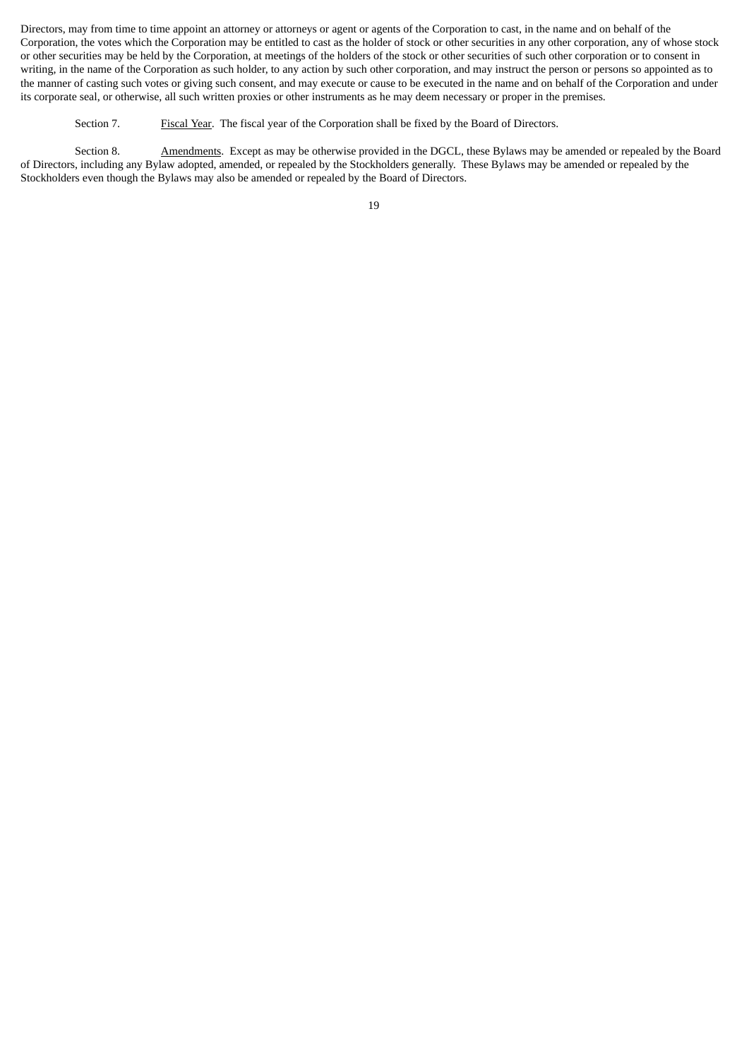Directors, may from time to time appoint an attorney or attorneys or agent or agents of the Corporation to cast, in the name and on behalf of the Corporation, the votes which the Corporation may be entitled to cast as the holder of stock or other securities in any other corporation, any of whose stock or other securities may be held by the Corporation, at meetings of the holders of the stock or other securities of such other corporation or to consent in writing, in the name of the Corporation as such holder, to any action by such other corporation, and may instruct the person or persons so appointed as to the manner of casting such votes or giving such consent, and may execute or cause to be executed in the name and on behalf of the Corporation and under its corporate seal, or otherwise, all such written proxies or other instruments as he may deem necessary or proper in the premises.

Section 7. Fiscal Year. The fiscal year of the Corporation shall be fixed by the Board of Directors.

Section 8. Amendments. Except as may be otherwise provided in the DGCL, these Bylaws may be amended or repealed by the Board of Directors, including any Bylaw adopted, amended, or repealed by the Stockholders generally. These Bylaws may be amended or repealed by the Stockholders even though the Bylaws may also be amended or repealed by the Board of Directors.